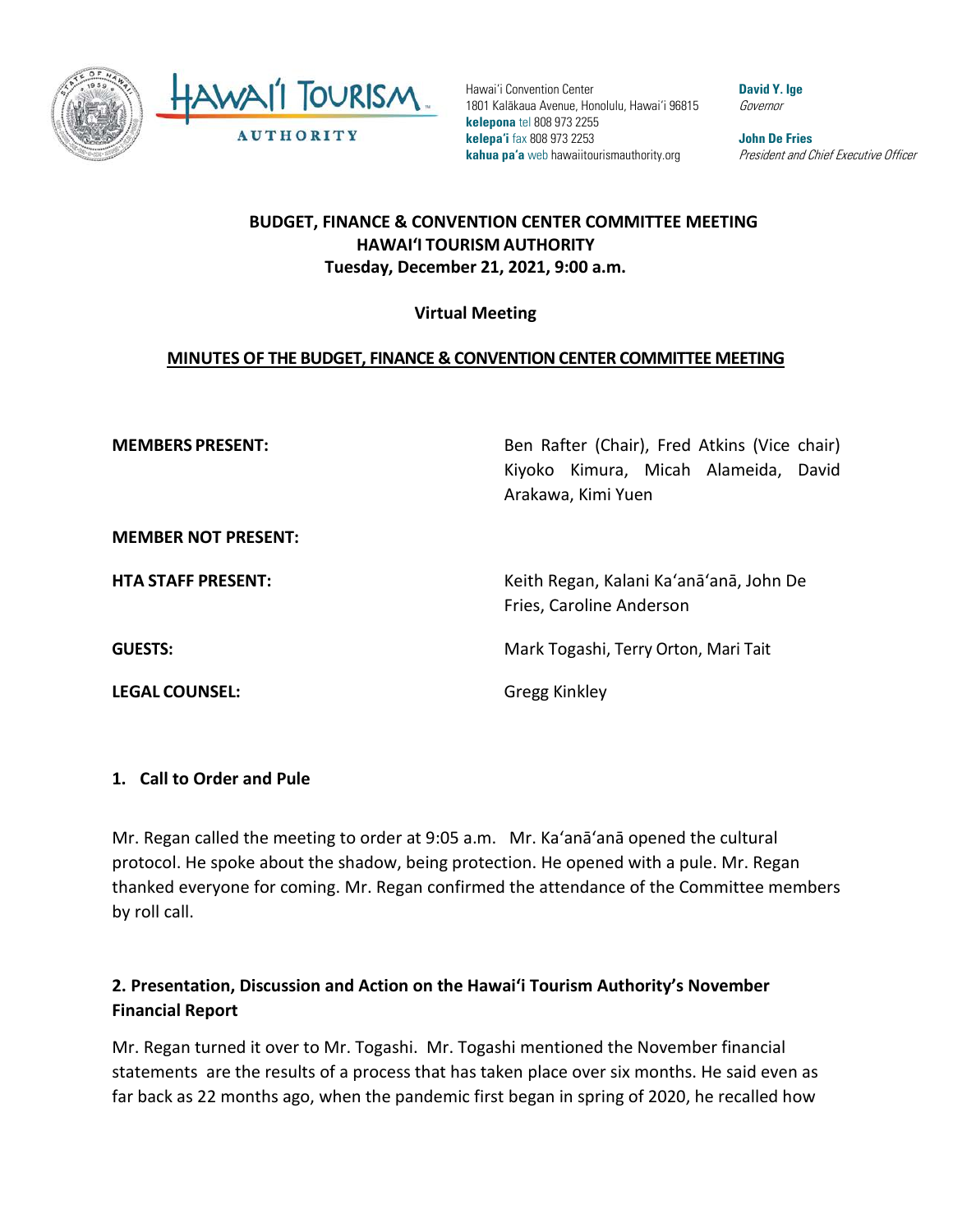Hawaiʻi Convention Center
1801 Kalākaua Avenue, Honolulu, Hawaiʻi 96815
**kelepona** tel 808 973 2255
**kelepaʻi** fax 808 973 2253
**kahua paʻa** web hawaiitourismauthority.org

**David Y. Ige**
*Governor*

**John De Fries**
*President and Chief Executive Officer*

# BUDGET, FINANCE & CONVENTION CENTER COMMITTEE MEETING
## HAWAIʻI TOURISM AUTHORITY
### Tuesday, December 21, 2021, 9:00 a.m.

**Virtual Meeting**

**MINUTES OF THE BUDGET, FINANCE & CONVENTION CENTER COMMITTEE MEETING**

| | |
|---|---|
| **MEMBERS PRESENT:** | Ben Rafter (Chair), Fred Atkins (Vice chair) Kiyoko Kimura, Micah Alameida, David Arakawa, Kimi Yuen |
| **MEMBER NOT PRESENT:** | |
| **HTA STAFF PRESENT:** | Keith Regan, Kalani Kaʻanāʻanā, John De Fries, Caroline Anderson |
| **GUESTS:** | Mark Togashi, Terry Orton, Mari Tait |
| **LEGAL COUNSEL:** | Gregg Kinkley |

**1. Call to Order and Pule**

Mr. Regan called the meeting to order at 9:05 a.m. Mr. Kaʻanāʻanā opened the cultural protocol. He spoke about the shadow, being protection. He opened with a pule. Mr. Regan thanked everyone for coming. Mr. Regan confirmed the attendance of the Committee members by roll call.

**2. Presentation, Discussion and Action on the Hawaiʻi Tourism Authority's November Financial Report**

Mr. Regan turned it over to Mr. Togashi. Mr. Togashi mentioned the November financial statements are the results of a process that has taken place over six months. He said even as far back as 22 months ago, when the pandemic first began in spring of 2020, he recalled how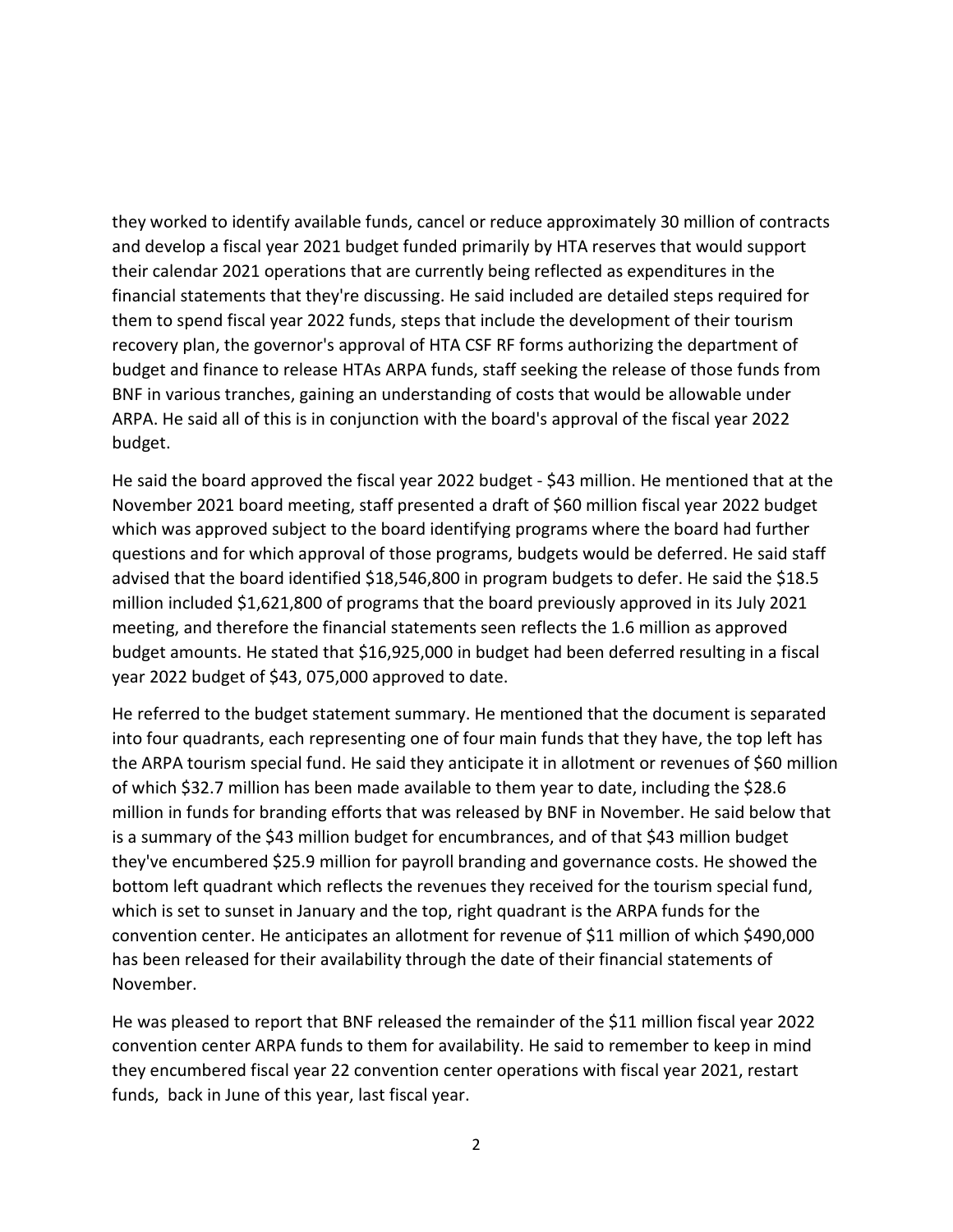they worked to identify available funds, cancel or reduce approximately 30 million of contracts and develop a fiscal year 2021 budget funded primarily by HTA reserves that would support their calendar 2021 operations that are currently being reflected as expenditures in the financial statements that they're discussing. He said included are detailed steps required for them to spend fiscal year 2022 funds, steps that include the development of their tourism recovery plan, the governor's approval of HTA CSF RF forms authorizing the department of budget and finance to release HTAs ARPA funds, staff seeking the release of those funds from BNF in various tranches, gaining an understanding of costs that would be allowable under ARPA. He said all of this is in conjunction with the board's approval of the fiscal year 2022 budget.

He said the board approved the fiscal year 2022 budget - $43 million. He mentioned that at the November 2021 board meeting, staff presented a draft of $60 million fiscal year 2022 budget which was approved subject to the board identifying programs where the board had further questions and for which approval of those programs, budgets would be deferred. He said staff advised that the board identified $18,546,800 in program budgets to defer. He said the $18.5 million included $1,621,800 of programs that the board previously approved in its July 2021 meeting, and therefore the financial statements seen reflects the 1.6 million as approved budget amounts. He stated that $16,925,000 in budget had been deferred resulting in a fiscal year 2022 budget of $43, 075,000 approved to date.

He referred to the budget statement summary. He mentioned that the document is separated into four quadrants, each representing one of four main funds that they have, the top left has the ARPA tourism special fund. He said they anticipate it in allotment or revenues of $60 million of which $32.7 million has been made available to them year to date, including the $28.6 million in funds for branding efforts that was released by BNF in November. He said below that is a summary of the $43 million budget for encumbrances, and of that $43 million budget they've encumbered $25.9 million for payroll branding and governance costs. He showed the bottom left quadrant which reflects the revenues they received for the tourism special fund, which is set to sunset in January and the top, right quadrant is the ARPA funds for the convention center. He anticipates an allotment for revenue of $11 million of which $490,000 has been released for their availability through the date of their financial statements of November.

He was pleased to report that BNF released the remainder of the $11 million fiscal year 2022 convention center ARPA funds to them for availability. He said to remember to keep in mind they encumbered fiscal year 22 convention center operations with fiscal year 2021, restart funds, back in June of this year, last fiscal year.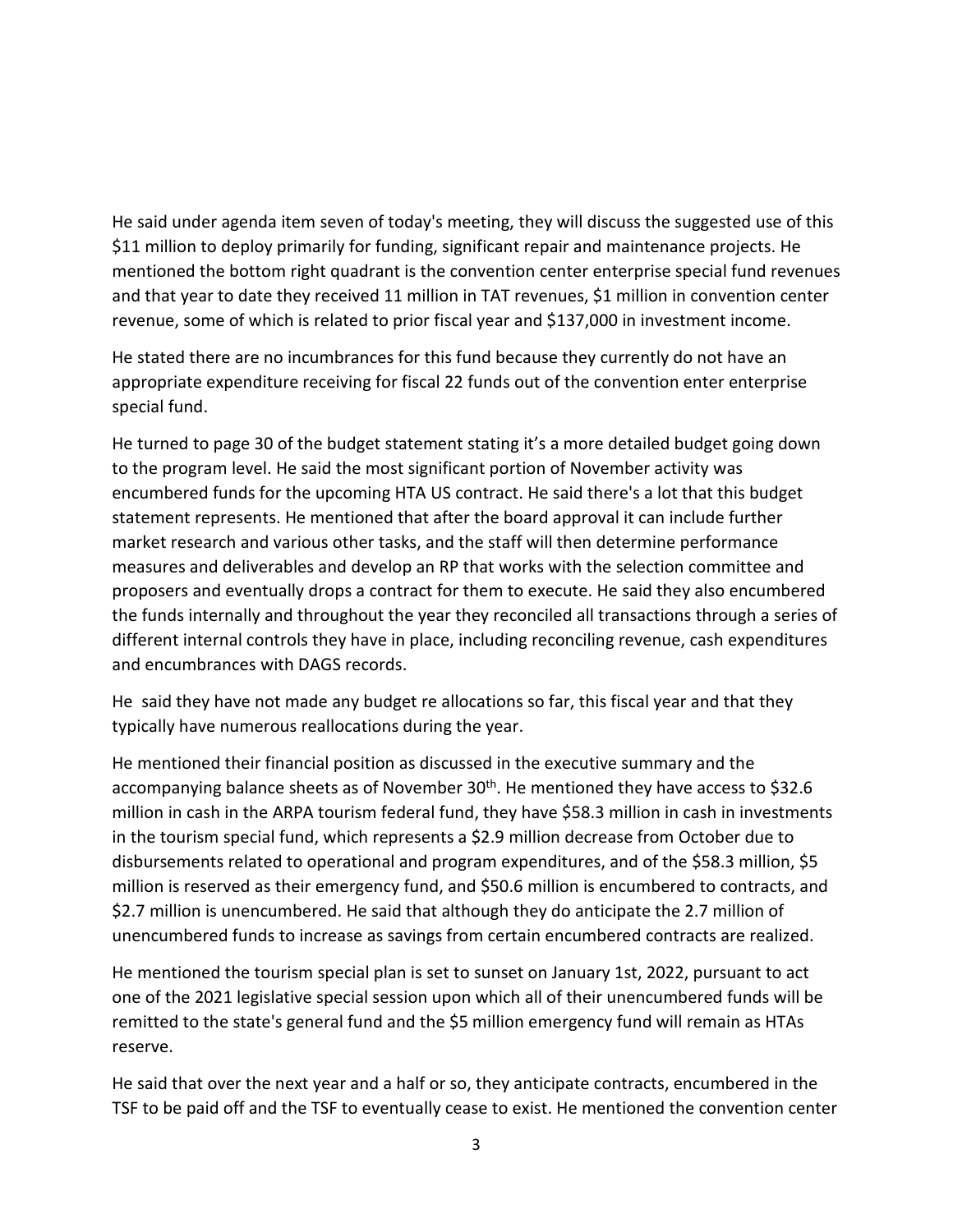He said under agenda item seven of today's meeting, they will discuss the suggested use of this $11 million to deploy primarily for funding, significant repair and maintenance projects. He mentioned the bottom right quadrant is the convention center enterprise special fund revenues and that year to date they received 11 million in TAT revenues, $1 million in convention center revenue, some of which is related to prior fiscal year and $137,000 in investment income.

He stated there are no incumbrances for this fund because they currently do not have an appropriate expenditure receiving for fiscal 22 funds out of the convention enter enterprise special fund.

He turned to page 30 of the budget statement stating it's a more detailed budget going down to the program level. He said the most significant portion of November activity was encumbered funds for the upcoming HTA US contract. He said there's a lot that this budget statement represents. He mentioned that after the board approval it can include further market research and various other tasks, and the staff will then determine performance measures and deliverables and develop an RP that works with the selection committee and proposers and eventually drops a contract for them to execute. He said they also encumbered the funds internally and throughout the year they reconciled all transactions through a series of different internal controls they have in place, including reconciling revenue, cash expenditures and encumbrances with DAGS records.

He said they have not made any budget re allocations so far, this fiscal year and that they typically have numerous reallocations during the year.

He mentioned their financial position as discussed in the executive summary and the accompanying balance sheets as of November 30th. He mentioned they have access to $32.6 million in cash in the ARPA tourism federal fund, they have $58.3 million in cash in investments in the tourism special fund, which represents a $2.9 million decrease from October due to disbursements related to operational and program expenditures, and of the $58.3 million, $5 million is reserved as their emergency fund, and $50.6 million is encumbered to contracts, and $2.7 million is unencumbered. He said that although they do anticipate the 2.7 million of unencumbered funds to increase as savings from certain encumbered contracts are realized.

He mentioned the tourism special plan is set to sunset on January 1st, 2022, pursuant to act one of the 2021 legislative special session upon which all of their unencumbered funds will be remitted to the state's general fund and the $5 million emergency fund will remain as HTAs reserve.

He said that over the next year and a half or so, they anticipate contracts, encumbered in the TSF to be paid off and the TSF to eventually cease to exist. He mentioned the convention center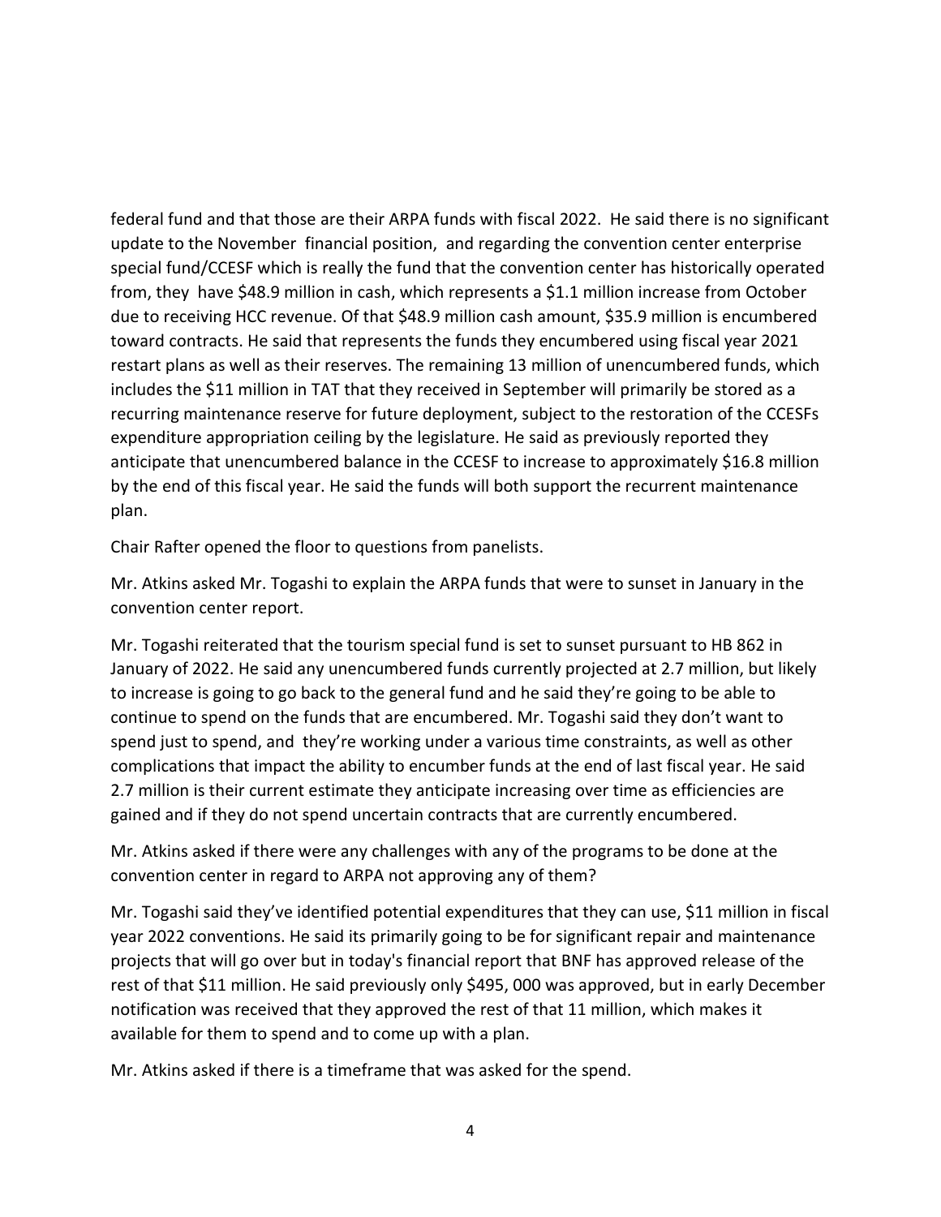federal fund and that those are their ARPA funds with fiscal 2022. He said there is no significant update to the November financial position, and regarding the convention center enterprise special fund/CCESF which is really the fund that the convention center has historically operated from, they have $48.9 million in cash, which represents a $1.1 million increase from October due to receiving HCC revenue. Of that $48.9 million cash amount, $35.9 million is encumbered toward contracts. He said that represents the funds they encumbered using fiscal year 2021 restart plans as well as their reserves. The remaining 13 million of unencumbered funds, which includes the $11 million in TAT that they received in September will primarily be stored as a recurring maintenance reserve for future deployment, subject to the restoration of the CCESFs expenditure appropriation ceiling by the legislature. He said as previously reported they anticipate that unencumbered balance in the CCESF to increase to approximately $16.8 million by the end of this fiscal year. He said the funds will both support the recurrent maintenance plan.

Chair Rafter opened the floor to questions from panelists.

Mr. Atkins asked Mr. Togashi to explain the ARPA funds that were to sunset in January in the convention center report.

Mr. Togashi reiterated that the tourism special fund is set to sunset pursuant to HB 862 in January of 2022. He said any unencumbered funds currently projected at 2.7 million, but likely to increase is going to go back to the general fund and he said they're going to be able to continue to spend on the funds that are encumbered. Mr. Togashi said they don't want to spend just to spend, and they're working under a various time constraints, as well as other complications that impact the ability to encumber funds at the end of last fiscal year. He said 2.7 million is their current estimate they anticipate increasing over time as efficiencies are gained and if they do not spend uncertain contracts that are currently encumbered.

Mr. Atkins asked if there were any challenges with any of the programs to be done at the convention center in regard to ARPA not approving any of them?

Mr. Togashi said they've identified potential expenditures that they can use, $11 million in fiscal year 2022 conventions. He said its primarily going to be for significant repair and maintenance projects that will go over but in today's financial report that BNF has approved release of the rest of that $11 million. He said previously only $495, 000 was approved, but in early December notification was received that they approved the rest of that 11 million, which makes it available for them to spend and to come up with a plan.

Mr. Atkins asked if there is a timeframe that was asked for the spend.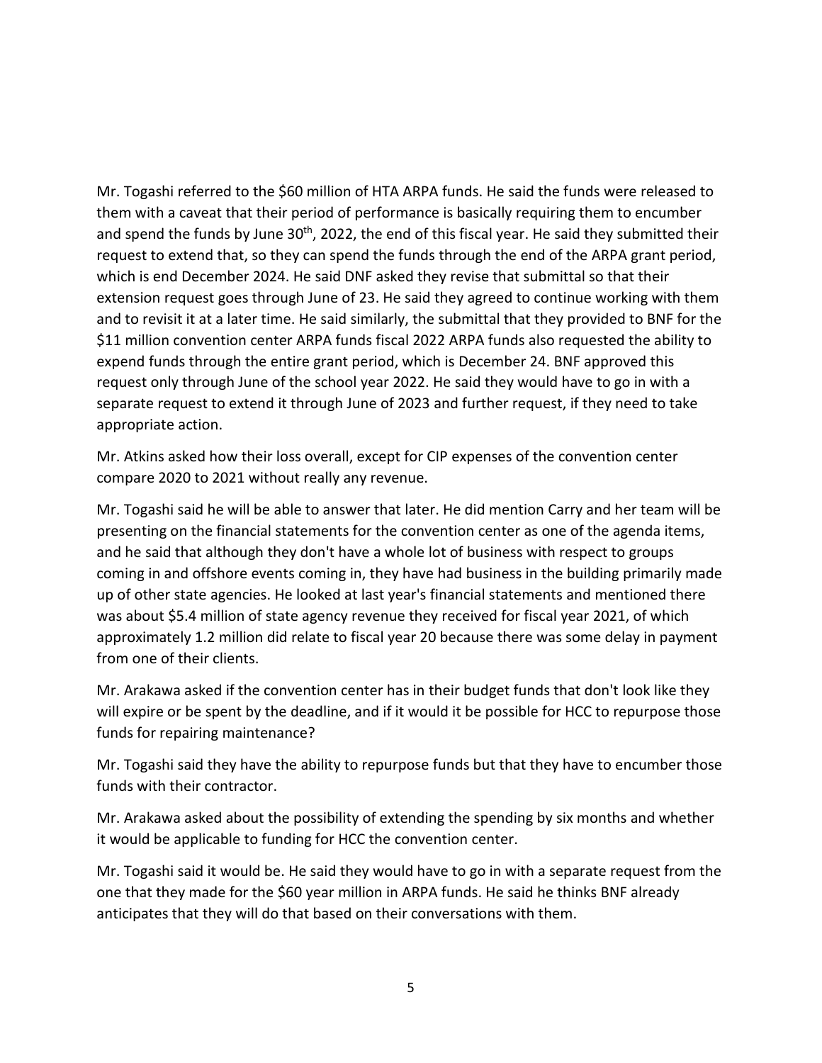Mr. Togashi referred to the $60 million of HTA ARPA funds. He said the funds were released to them with a caveat that their period of performance is basically requiring them to encumber and spend the funds by June 30th, 2022, the end of this fiscal year. He said they submitted their request to extend that, so they can spend the funds through the end of the ARPA grant period, which is end December 2024. He said DNF asked they revise that submittal so that their extension request goes through June of 23. He said they agreed to continue working with them and to revisit it at a later time. He said similarly, the submittal that they provided to BNF for the $11 million convention center ARPA funds fiscal 2022 ARPA funds also requested the ability to expend funds through the entire grant period, which is December 24. BNF approved this request only through June of the school year 2022. He said they would have to go in with a separate request to extend it through June of 2023 and further request, if they need to take appropriate action.

Mr. Atkins asked how their loss overall, except for CIP expenses of the convention center compare 2020 to 2021 without really any revenue.

Mr. Togashi said he will be able to answer that later. He did mention Carry and her team will be presenting on the financial statements for the convention center as one of the agenda items, and he said that although they don't have a whole lot of business with respect to groups coming in and offshore events coming in, they have had business in the building primarily made up of other state agencies. He looked at last year's financial statements and mentioned there was about $5.4 million of state agency revenue they received for fiscal year 2021, of which approximately 1.2 million did relate to fiscal year 20 because there was some delay in payment from one of their clients.

Mr. Arakawa asked if the convention center has in their budget funds that don't look like they will expire or be spent by the deadline, and if it would it be possible for HCC to repurpose those funds for repairing maintenance?

Mr. Togashi said they have the ability to repurpose funds but that they have to encumber those funds with their contractor.

Mr. Arakawa asked about the possibility of extending the spending by six months and whether it would be applicable to funding for HCC the convention center.

Mr. Togashi said it would be. He said they would have to go in with a separate request from the one that they made for the $60 year million in ARPA funds. He said he thinks BNF already anticipates that they will do that based on their conversations with them.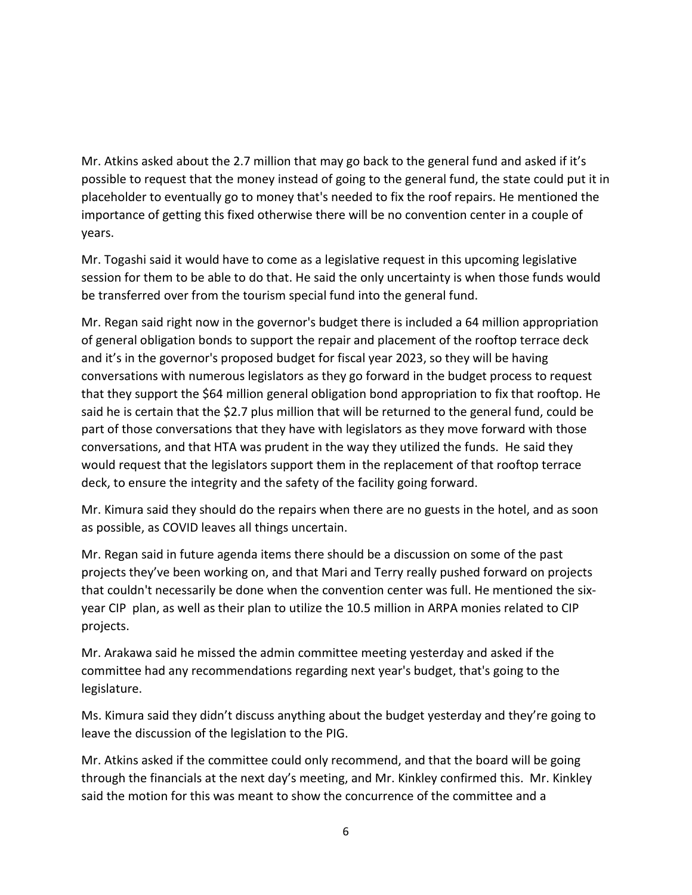Mr. Atkins asked about the 2.7 million that may go back to the general fund and asked if it's possible to request that the money instead of going to the general fund, the state could put it in placeholder to eventually go to money that's needed to fix the roof repairs. He mentioned the importance of getting this fixed otherwise there will be no convention center in a couple of years.

Mr. Togashi said it would have to come as a legislative request in this upcoming legislative session for them to be able to do that. He said the only uncertainty is when those funds would be transferred over from the tourism special fund into the general fund.

Mr. Regan said right now in the governor's budget there is included a 64 million appropriation of general obligation bonds to support the repair and placement of the rooftop terrace deck and it's in the governor's proposed budget for fiscal year 2023, so they will be having conversations with numerous legislators as they go forward in the budget process to request that they support the $64 million general obligation bond appropriation to fix that rooftop. He said he is certain that the $2.7 plus million that will be returned to the general fund, could be part of those conversations that they have with legislators as they move forward with those conversations, and that HTA was prudent in the way they utilized the funds. He said they would request that the legislators support them in the replacement of that rooftop terrace deck, to ensure the integrity and the safety of the facility going forward.

Mr. Kimura said they should do the repairs when there are no guests in the hotel, and as soon as possible, as COVID leaves all things uncertain.

Mr. Regan said in future agenda items there should be a discussion on some of the past projects they've been working on, and that Mari and Terry really pushed forward on projects that couldn't necessarily be done when the convention center was full. He mentioned the six-year CIP plan, as well as their plan to utilize the 10.5 million in ARPA monies related to CIP projects.

Mr. Arakawa said he missed the admin committee meeting yesterday and asked if the committee had any recommendations regarding next year's budget, that's going to the legislature.

Ms. Kimura said they didn't discuss anything about the budget yesterday and they're going to leave the discussion of the legislation to the PIG.

Mr. Atkins asked if the committee could only recommend, and that the board will be going through the financials at the next day's meeting, and Mr. Kinkley confirmed this. Mr. Kinkley said the motion for this was meant to show the concurrence of the committee and a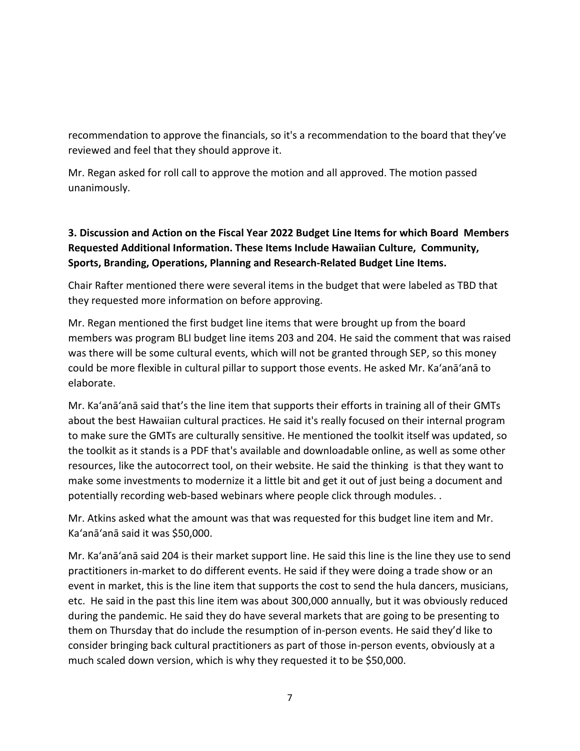recommendation to approve the financials, so it's a recommendation to the board that they've reviewed and feel that they should approve it.

Mr. Regan asked for roll call to approve the motion and all approved. The motion passed unanimously.

**3. Discussion and Action on the Fiscal Year 2022 Budget Line Items for which Board Members Requested Additional Information. These Items Include Hawaiian Culture, Community, Sports, Branding, Operations, Planning and Research-Related Budget Line Items.**

Chair Rafter mentioned there were several items in the budget that were labeled as TBD that they requested more information on before approving.

Mr. Regan mentioned the first budget line items that were brought up from the board members was program BLI budget line items 203 and 204. He said the comment that was raised was there will be some cultural events, which will not be granted through SEP, so this money could be more flexible in cultural pillar to support those events. He asked Mr. Ka'anā'anā to elaborate.

Mr. Ka'anā'anā said that's the line item that supports their efforts in training all of their GMTs about the best Hawaiian cultural practices. He said it's really focused on their internal program to make sure the GMTs are culturally sensitive. He mentioned the toolkit itself was updated, so the toolkit as it stands is a PDF that's available and downloadable online, as well as some other resources, like the autocorrect tool, on their website. He said the thinking is that they want to make some investments to modernize it a little bit and get it out of just being a document and potentially recording web-based webinars where people click through modules. .

Mr. Atkins asked what the amount was that was requested for this budget line item and Mr. Ka'anā'anā said it was $50,000.

Mr. Ka'anā'anā said 204 is their market support line. He said this line is the line they use to send practitioners in-market to do different events. He said if they were doing a trade show or an event in market, this is the line item that supports the cost to send the hula dancers, musicians, etc. He said in the past this line item was about 300,000 annually, but it was obviously reduced during the pandemic. He said they do have several markets that are going to be presenting to them on Thursday that do include the resumption of in-person events. He said they'd like to consider bringing back cultural practitioners as part of those in-person events, obviously at a much scaled down version, which is why they requested it to be $50,000.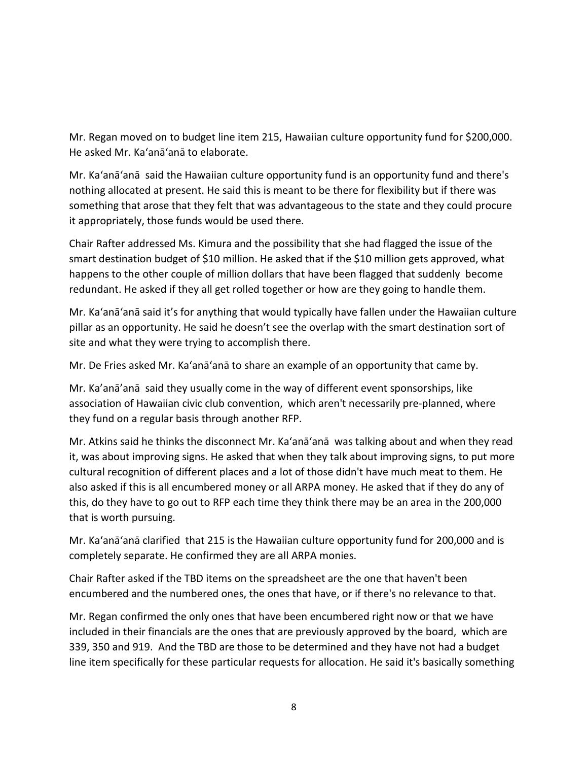Mr. Regan moved on to budget line item 215, Hawaiian culture opportunity fund for $200,000. He asked Mr. Ka'anā'anā to elaborate.

Mr. Ka'anā'anā said the Hawaiian culture opportunity fund is an opportunity fund and there's nothing allocated at present. He said this is meant to be there for flexibility but if there was something that arose that they felt that was advantageous to the state and they could procure it appropriately, those funds would be used there.

Chair Rafter addressed Ms. Kimura and the possibility that she had flagged the issue of the smart destination budget of $10 million. He asked that if the $10 million gets approved, what happens to the other couple of million dollars that have been flagged that suddenly become redundant. He asked if they all get rolled together or how are they going to handle them.

Mr. Ka'anā'anā said it's for anything that would typically have fallen under the Hawaiian culture pillar as an opportunity. He said he doesn't see the overlap with the smart destination sort of site and what they were trying to accomplish there.

Mr. De Fries asked Mr. Ka'anā'anā to share an example of an opportunity that came by.

Mr. Ka'anā'anā said they usually come in the way of different event sponsorships, like association of Hawaiian civic club convention, which aren't necessarily pre-planned, where they fund on a regular basis through another RFP.

Mr. Atkins said he thinks the disconnect Mr. Ka'anā'anā was talking about and when they read it, was about improving signs. He asked that when they talk about improving signs, to put more cultural recognition of different places and a lot of those didn't have much meat to them. He also asked if this is all encumbered money or all ARPA money. He asked that if they do any of this, do they have to go out to RFP each time they think there may be an area in the 200,000 that is worth pursuing.

Mr. Ka'anā'anā clarified that 215 is the Hawaiian culture opportunity fund for 200,000 and is completely separate. He confirmed they are all ARPA monies.

Chair Rafter asked if the TBD items on the spreadsheet are the one that haven't been encumbered and the numbered ones, the ones that have, or if there's no relevance to that.

Mr. Regan confirmed the only ones that have been encumbered right now or that we have included in their financials are the ones that are previously approved by the board, which are 339, 350 and 919. And the TBD are those to be determined and they have not had a budget line item specifically for these particular requests for allocation. He said it's basically something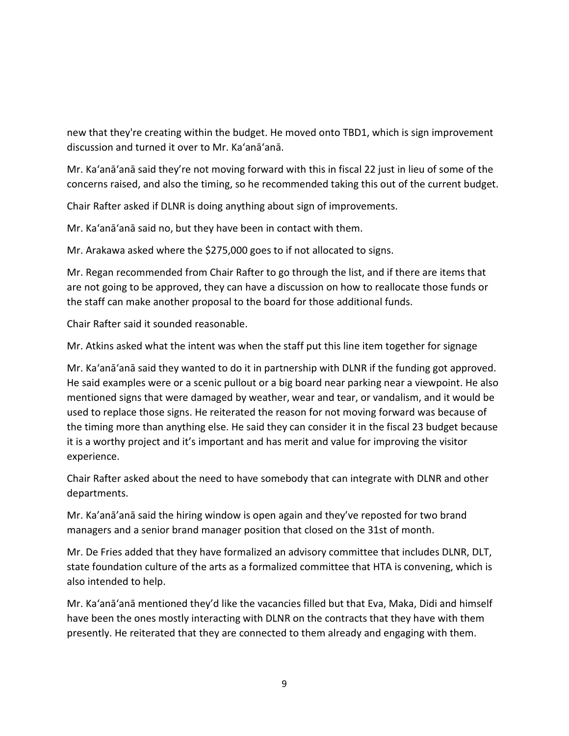new that they're creating within the budget. He moved onto TBD1, which is sign improvement discussion and turned it over to Mr. Ka'anā'anā.

Mr. Ka'anā'anā said they're not moving forward with this in fiscal 22 just in lieu of some of the concerns raised, and also the timing, so he recommended taking this out of the current budget.

Chair Rafter asked if DLNR is doing anything about sign of improvements.

Mr. Ka'anā'anā said no, but they have been in contact with them.

Mr. Arakawa asked where the $275,000 goes to if not allocated to signs.

Mr. Regan recommended from Chair Rafter to go through the list, and if there are items that are not going to be approved, they can have a discussion on how to reallocate those funds or the staff can make another proposal to the board for those additional funds.

Chair Rafter said it sounded reasonable.

Mr. Atkins asked what the intent was when the staff put this line item together for signage

Mr. Ka'anā'anā said they wanted to do it in partnership with DLNR if the funding got approved. He said examples were or a scenic pullout or a big board near parking near a viewpoint. He also mentioned signs that were damaged by weather, wear and tear, or vandalism, and it would be used to replace those signs. He reiterated the reason for not moving forward was because of the timing more than anything else. He said they can consider it in the fiscal 23 budget because it is a worthy project and it's important and has merit and value for improving the visitor experience.

Chair Rafter asked about the need to have somebody that can integrate with DLNR and other departments.

Mr. Ka'anā'anā said the hiring window is open again and they've reposted for two brand managers and a senior brand manager position that closed on the 31st of month.

Mr. De Fries added that they have formalized an advisory committee that includes DLNR, DLT, state foundation culture of the arts as a formalized committee that HTA is convening, which is also intended to help.

Mr. Ka'anā'anā mentioned they'd like the vacancies filled but that Eva, Maka, Didi and himself have been the ones mostly interacting with DLNR on the contracts that they have with them presently. He reiterated that they are connected to them already and engaging with them.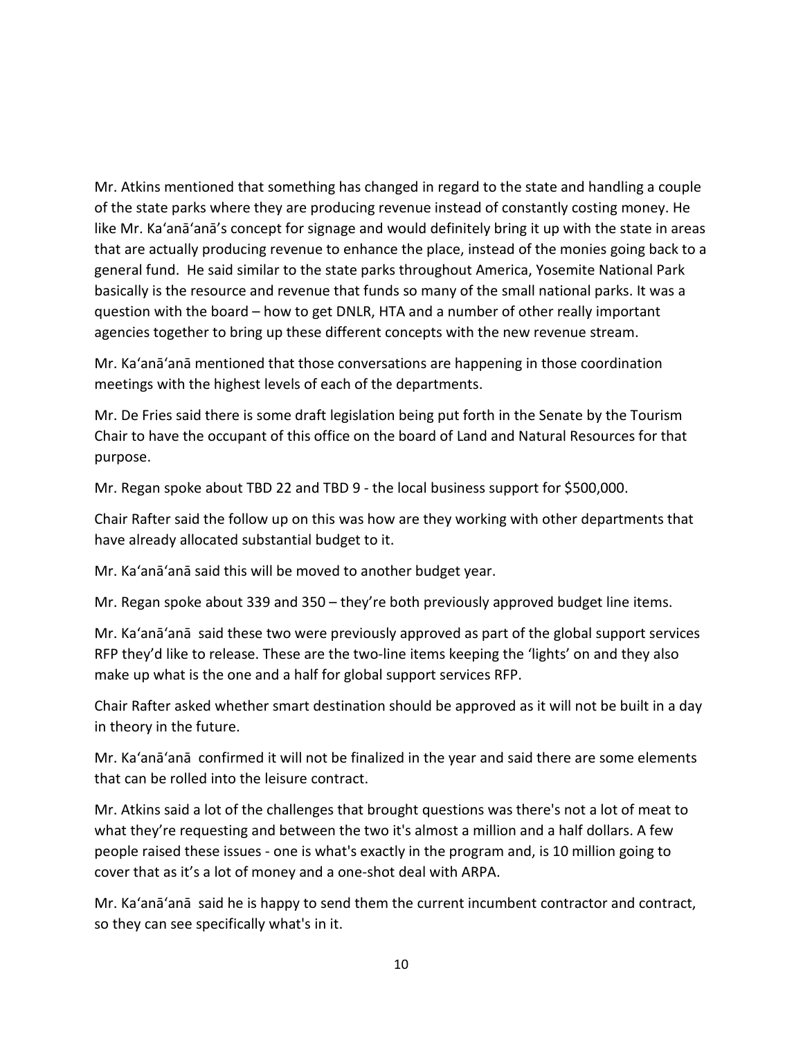Mr. Atkins mentioned that something has changed in regard to the state and handling a couple of the state parks where they are producing revenue instead of constantly costing money. He like Mr. Ka'anā'anā's concept for signage and would definitely bring it up with the state in areas that are actually producing revenue to enhance the place, instead of the monies going back to a general fund. He said similar to the state parks throughout America, Yosemite National Park basically is the resource and revenue that funds so many of the small national parks. It was a question with the board – how to get DNLR, HTA and a number of other really important agencies together to bring up these different concepts with the new revenue stream.

Mr. Ka'anā'anā mentioned that those conversations are happening in those coordination meetings with the highest levels of each of the departments.

Mr. De Fries said there is some draft legislation being put forth in the Senate by the Tourism Chair to have the occupant of this office on the board of Land and Natural Resources for that purpose.

Mr. Regan spoke about TBD 22 and TBD 9 - the local business support for $500,000.

Chair Rafter said the follow up on this was how are they working with other departments that have already allocated substantial budget to it.

Mr. Ka'anā'anā said this will be moved to another budget year.

Mr. Regan spoke about 339 and 350 – they're both previously approved budget line items.

Mr. Ka'anā'anā said these two were previously approved as part of the global support services RFP they'd like to release. These are the two-line items keeping the 'lights' on and they also make up what is the one and a half for global support services RFP.

Chair Rafter asked whether smart destination should be approved as it will not be built in a day in theory in the future.

Mr. Ka'anā'anā confirmed it will not be finalized in the year and said there are some elements that can be rolled into the leisure contract.

Mr. Atkins said a lot of the challenges that brought questions was there's not a lot of meat to what they're requesting and between the two it's almost a million and a half dollars. A few people raised these issues - one is what's exactly in the program and, is 10 million going to cover that as it's a lot of money and a one-shot deal with ARPA.

Mr. Ka'anā'anā said he is happy to send them the current incumbent contractor and contract, so they can see specifically what's in it.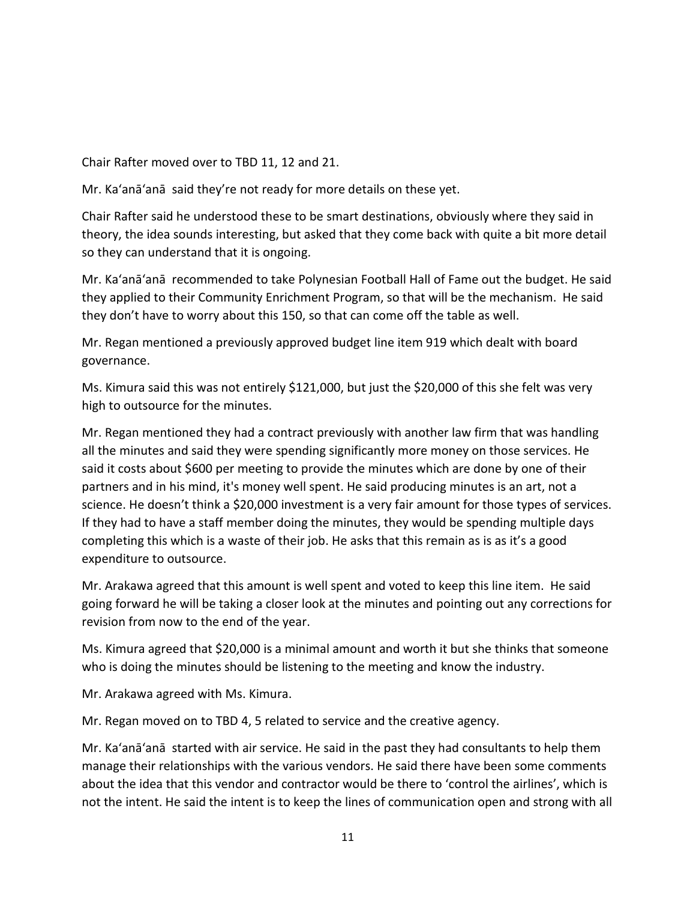Chair Rafter moved over to TBD 11, 12 and 21.

Mr. Ka'anā'anā said they're not ready for more details on these yet.

Chair Rafter said he understood these to be smart destinations, obviously where they said in theory, the idea sounds interesting, but asked that they come back with quite a bit more detail so they can understand that it is ongoing.

Mr. Ka'anā'anā recommended to take Polynesian Football Hall of Fame out the budget. He said they applied to their Community Enrichment Program, so that will be the mechanism. He said they don't have to worry about this 150, so that can come off the table as well.

Mr. Regan mentioned a previously approved budget line item 919 which dealt with board governance.

Ms. Kimura said this was not entirely $121,000, but just the $20,000 of this she felt was very high to outsource for the minutes.

Mr. Regan mentioned they had a contract previously with another law firm that was handling all the minutes and said they were spending significantly more money on those services. He said it costs about $600 per meeting to provide the minutes which are done by one of their partners and in his mind, it's money well spent. He said producing minutes is an art, not a science. He doesn't think a $20,000 investment is a very fair amount for those types of services. If they had to have a staff member doing the minutes, they would be spending multiple days completing this which is a waste of their job. He asks that this remain as is as it's a good expenditure to outsource.

Mr. Arakawa agreed that this amount is well spent and voted to keep this line item. He said going forward he will be taking a closer look at the minutes and pointing out any corrections for revision from now to the end of the year.

Ms. Kimura agreed that $20,000 is a minimal amount and worth it but she thinks that someone who is doing the minutes should be listening to the meeting and know the industry.

Mr. Arakawa agreed with Ms. Kimura.

Mr. Regan moved on to TBD 4, 5 related to service and the creative agency.

Mr. Ka'anā'anā started with air service. He said in the past they had consultants to help them manage their relationships with the various vendors. He said there have been some comments about the idea that this vendor and contractor would be there to 'control the airlines', which is not the intent. He said the intent is to keep the lines of communication open and strong with all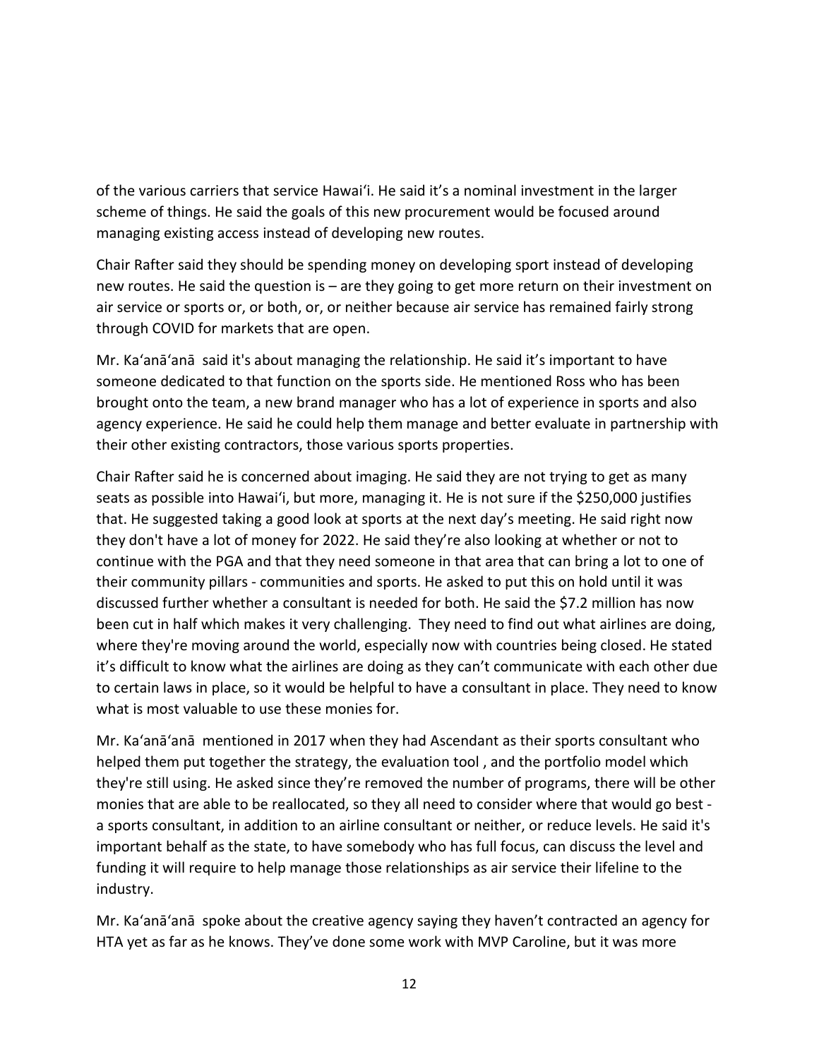of the various carriers that service Hawaiʻi. He said it's a nominal investment in the larger scheme of things. He said the goals of this new procurement would be focused around managing existing access instead of developing new routes.

Chair Rafter said they should be spending money on developing sport instead of developing new routes. He said the question is – are they going to get more return on their investment on air service or sports or, or both, or, or neither because air service has remained fairly strong through COVID for markets that are open.

Mr. Kaʻanāʻanā said it's about managing the relationship. He said it's important to have someone dedicated to that function on the sports side. He mentioned Ross who has been brought onto the team, a new brand manager who has a lot of experience in sports and also agency experience. He said he could help them manage and better evaluate in partnership with their other existing contractors, those various sports properties.

Chair Rafter said he is concerned about imaging. He said they are not trying to get as many seats as possible into Hawaiʻi, but more, managing it. He is not sure if the $250,000 justifies that. He suggested taking a good look at sports at the next day's meeting. He said right now they don't have a lot of money for 2022. He said they're also looking at whether or not to continue with the PGA and that they need someone in that area that can bring a lot to one of their community pillars - communities and sports. He asked to put this on hold until it was discussed further whether a consultant is needed for both. He said the $7.2 million has now been cut in half which makes it very challenging. They need to find out what airlines are doing, where they're moving around the world, especially now with countries being closed. He stated it's difficult to know what the airlines are doing as they can't communicate with each other due to certain laws in place, so it would be helpful to have a consultant in place. They need to know what is most valuable to use these monies for.

Mr. Kaʻanāʻanā mentioned in 2017 when they had Ascendant as their sports consultant who helped them put together the strategy, the evaluation tool , and the portfolio model which they're still using. He asked since they're removed the number of programs, there will be other monies that are able to be reallocated, so they all need to consider where that would go best - a sports consultant, in addition to an airline consultant or neither, or reduce levels. He said it's important behalf as the state, to have somebody who has full focus, can discuss the level and funding it will require to help manage those relationships as air service their lifeline to the industry.

Mr. Kaʻanāʻanā spoke about the creative agency saying they haven't contracted an agency for HTA yet as far as he knows. They've done some work with MVP Caroline, but it was more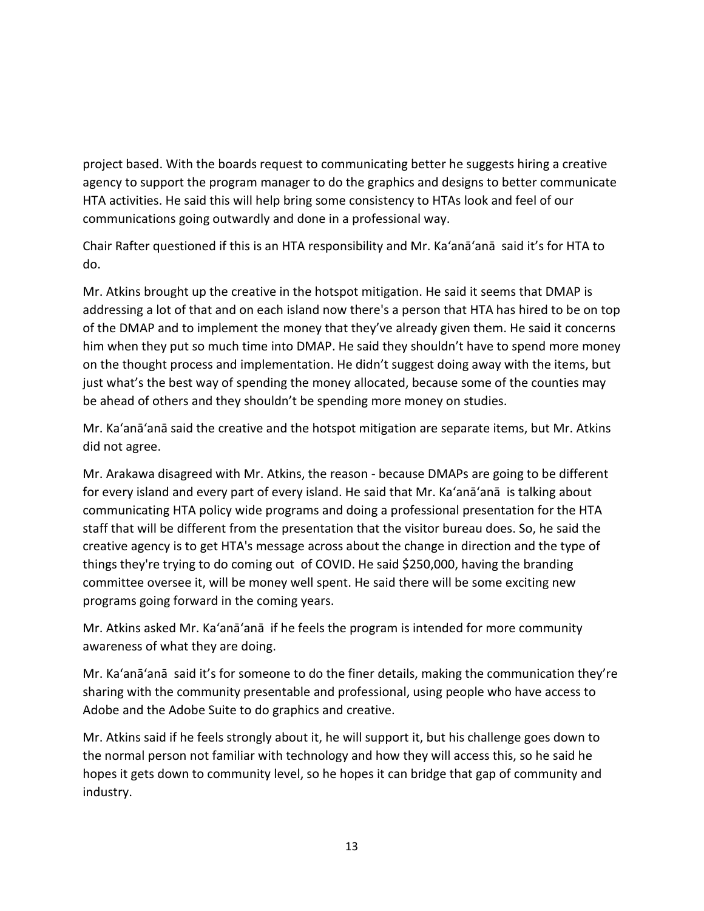project based. With the boards request to communicating better he suggests hiring a creative agency to support the program manager to do the graphics and designs to better communicate HTA activities. He said this will help bring some consistency to HTAs look and feel of our communications going outwardly and done in a professional way.

Chair Rafter questioned if this is an HTA responsibility and Mr. Kaʻanāʻanā said it's for HTA to do.

Mr. Atkins brought up the creative in the hotspot mitigation. He said it seems that DMAP is addressing a lot of that and on each island now there's a person that HTA has hired to be on top of the DMAP and to implement the money that they've already given them. He said it concerns him when they put so much time into DMAP. He said they shouldn't have to spend more money on the thought process and implementation. He didn't suggest doing away with the items, but just what's the best way of spending the money allocated, because some of the counties may be ahead of others and they shouldn't be spending more money on studies.

Mr. Kaʻanāʻanā said the creative and the hotspot mitigation are separate items, but Mr. Atkins did not agree.

Mr. Arakawa disagreed with Mr. Atkins, the reason - because DMAPs are going to be different for every island and every part of every island. He said that Mr. Kaʻanāʻanā is talking about communicating HTA policy wide programs and doing a professional presentation for the HTA staff that will be different from the presentation that the visitor bureau does. So, he said the creative agency is to get HTA's message across about the change in direction and the type of things they're trying to do coming out of COVID. He said $250,000, having the branding committee oversee it, will be money well spent. He said there will be some exciting new programs going forward in the coming years.

Mr. Atkins asked Mr. Kaʻanāʻanā if he feels the program is intended for more community awareness of what they are doing.

Mr. Kaʻanāʻanā said it's for someone to do the finer details, making the communication they're sharing with the community presentable and professional, using people who have access to Adobe and the Adobe Suite to do graphics and creative.

Mr. Atkins said if he feels strongly about it, he will support it, but his challenge goes down to the normal person not familiar with technology and how they will access this, so he said he hopes it gets down to community level, so he hopes it can bridge that gap of community and industry.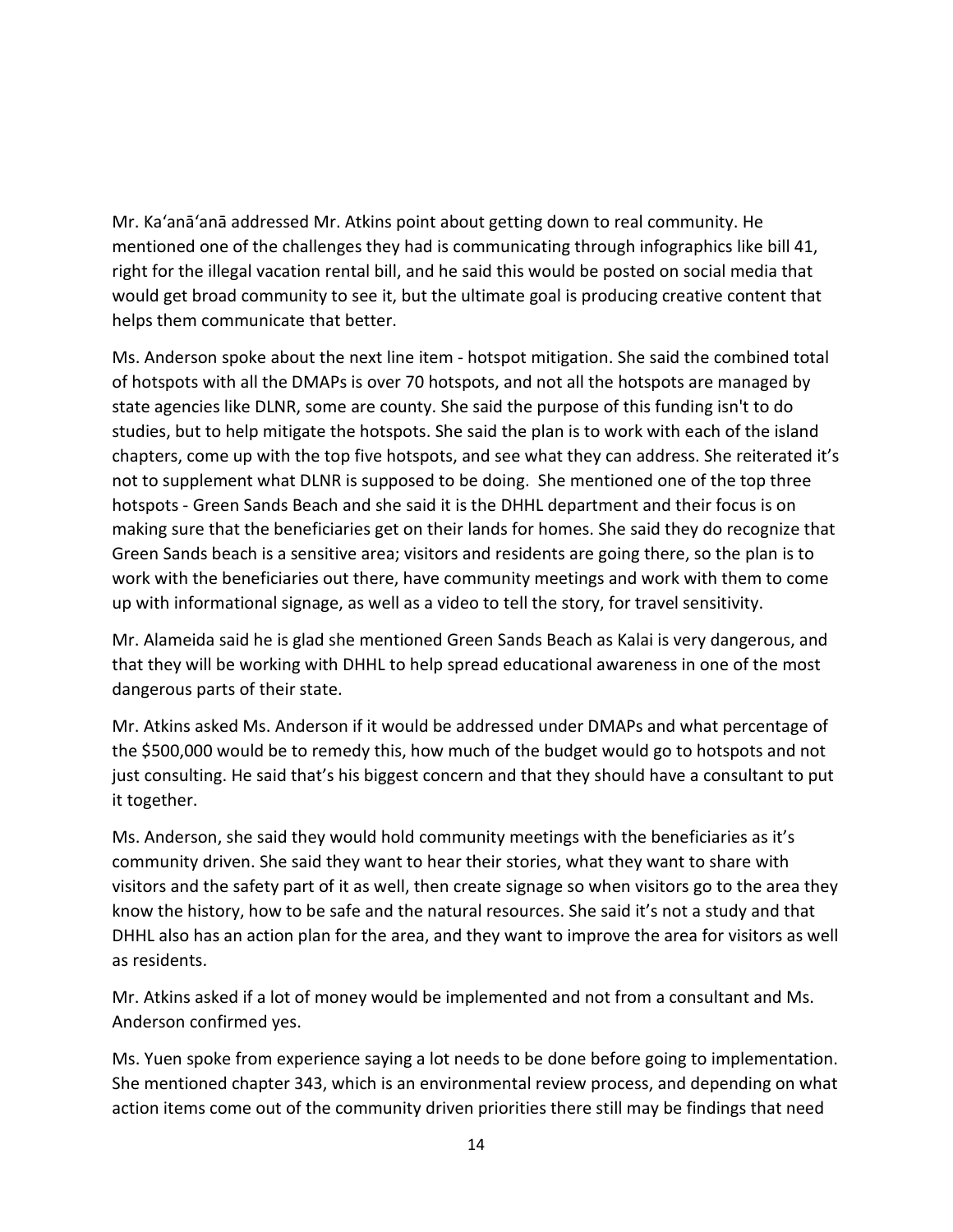Mr. Kaʻanāʻanā addressed Mr. Atkins point about getting down to real community. He mentioned one of the challenges they had is communicating through infographics like bill 41, right for the illegal vacation rental bill, and he said this would be posted on social media that would get broad community to see it, but the ultimate goal is producing creative content that helps them communicate that better.

Ms. Anderson spoke about the next line item - hotspot mitigation. She said the combined total of hotspots with all the DMAPs is over 70 hotspots, and not all the hotspots are managed by state agencies like DLNR, some are county. She said the purpose of this funding isn't to do studies, but to help mitigate the hotspots. She said the plan is to work with each of the island chapters, come up with the top five hotspots, and see what they can address. She reiterated it's not to supplement what DLNR is supposed to be doing. She mentioned one of the top three hotspots - Green Sands Beach and she said it is the DHHL department and their focus is on making sure that the beneficiaries get on their lands for homes. She said they do recognize that Green Sands beach is a sensitive area; visitors and residents are going there, so the plan is to work with the beneficiaries out there, have community meetings and work with them to come up with informational signage, as well as a video to tell the story, for travel sensitivity.

Mr. Alameida said he is glad she mentioned Green Sands Beach as Kalai is very dangerous, and that they will be working with DHHL to help spread educational awareness in one of the most dangerous parts of their state.

Mr. Atkins asked Ms. Anderson if it would be addressed under DMAPs and what percentage of the $500,000 would be to remedy this, how much of the budget would go to hotspots and not just consulting. He said that's his biggest concern and that they should have a consultant to put it together.

Ms. Anderson, she said they would hold community meetings with the beneficiaries as it's community driven. She said they want to hear their stories, what they want to share with visitors and the safety part of it as well, then create signage so when visitors go to the area they know the history, how to be safe and the natural resources. She said it's not a study and that DHHL also has an action plan for the area, and they want to improve the area for visitors as well as residents.

Mr. Atkins asked if a lot of money would be implemented and not from a consultant and Ms. Anderson confirmed yes.

Ms. Yuen spoke from experience saying a lot needs to be done before going to implementation. She mentioned chapter 343, which is an environmental review process, and depending on what action items come out of the community driven priorities there still may be findings that need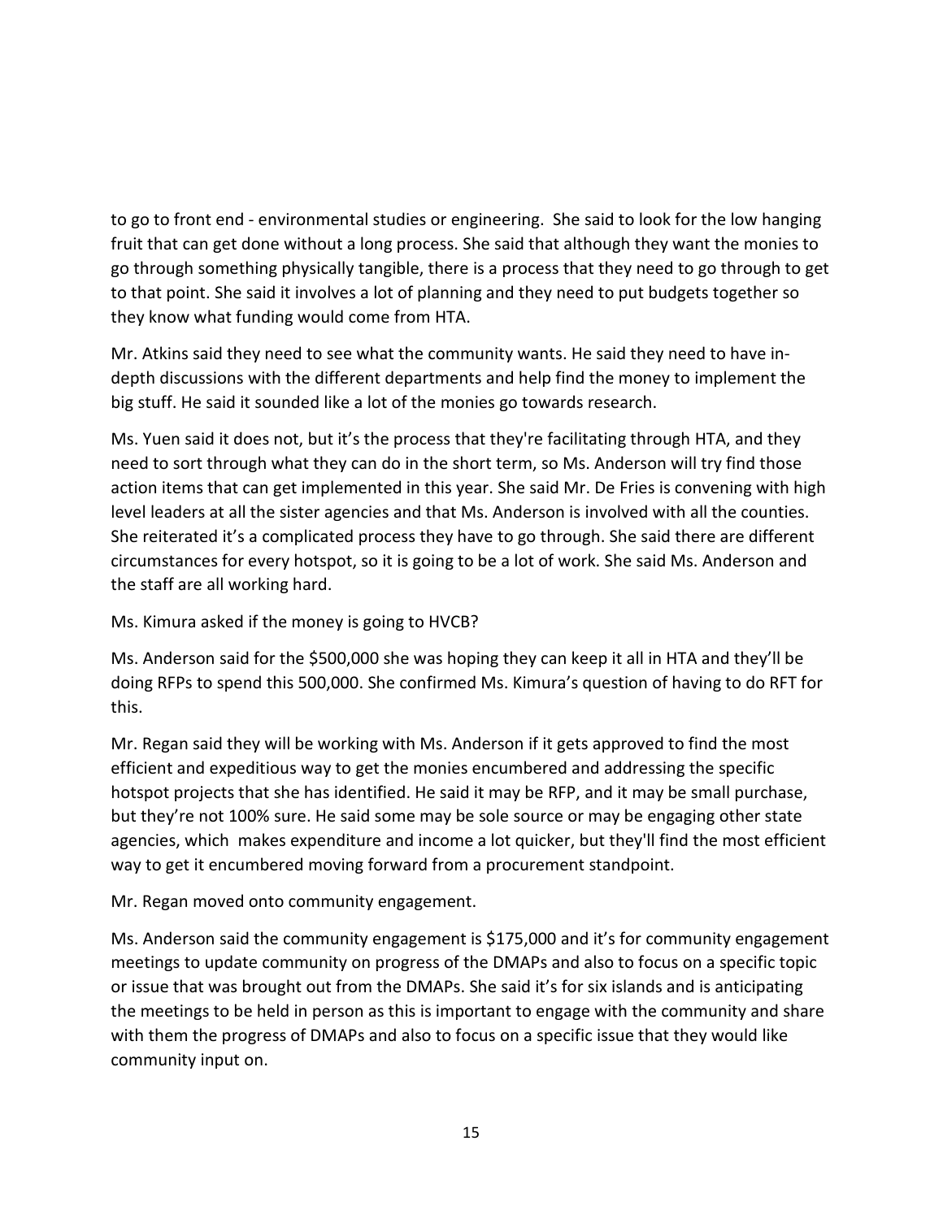to go to front end - environmental studies or engineering. She said to look for the low hanging fruit that can get done without a long process. She said that although they want the monies to go through something physically tangible, there is a process that they need to go through to get to that point. She said it involves a lot of planning and they need to put budgets together so they know what funding would come from HTA.

Mr. Atkins said they need to see what the community wants. He said they need to have in-depth discussions with the different departments and help find the money to implement the big stuff. He said it sounded like a lot of the monies go towards research.

Ms. Yuen said it does not, but it's the process that they're facilitating through HTA, and they need to sort through what they can do in the short term, so Ms. Anderson will try find those action items that can get implemented in this year. She said Mr. De Fries is convening with high level leaders at all the sister agencies and that Ms. Anderson is involved with all the counties. She reiterated it's a complicated process they have to go through. She said there are different circumstances for every hotspot, so it is going to be a lot of work. She said Ms. Anderson and the staff are all working hard.

Ms. Kimura asked if the money is going to HVCB?

Ms. Anderson said for the $500,000 she was hoping they can keep it all in HTA and they'll be doing RFPs to spend this 500,000. She confirmed Ms. Kimura's question of having to do RFT for this.

Mr. Regan said they will be working with Ms. Anderson if it gets approved to find the most efficient and expeditious way to get the monies encumbered and addressing the specific hotspot projects that she has identified. He said it may be RFP, and it may be small purchase, but they're not 100% sure. He said some may be sole source or may be engaging other state agencies, which makes expenditure and income a lot quicker, but they'll find the most efficient way to get it encumbered moving forward from a procurement standpoint.

Mr. Regan moved onto community engagement.

Ms. Anderson said the community engagement is $175,000 and it's for community engagement meetings to update community on progress of the DMAPs and also to focus on a specific topic or issue that was brought out from the DMAPs. She said it's for six islands and is anticipating the meetings to be held in person as this is important to engage with the community and share with them the progress of DMAPs and also to focus on a specific issue that they would like community input on.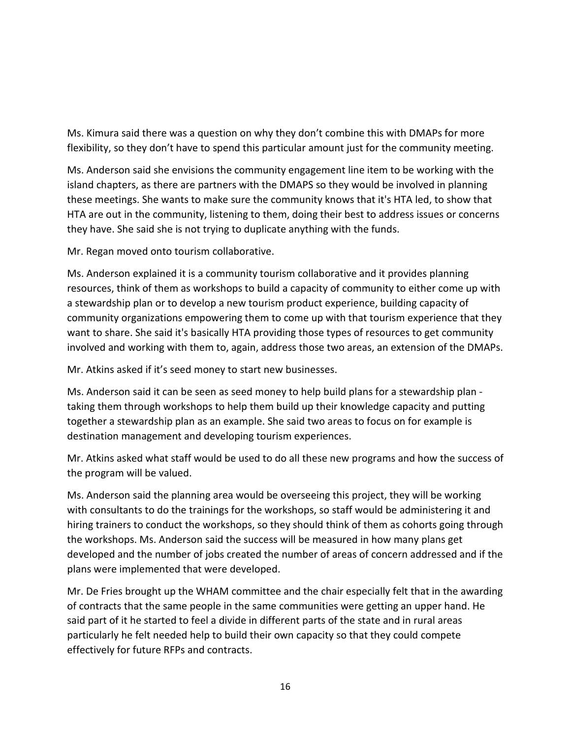Ms. Kimura said there was a question on why they don't combine this with DMAPs for more flexibility, so they don't have to spend this particular amount just for the community meeting.

Ms. Anderson said she envisions the community engagement line item to be working with the island chapters, as there are partners with the DMAPS so they would be involved in planning these meetings. She wants to make sure the community knows that it's HTA led, to show that HTA are out in the community, listening to them, doing their best to address issues or concerns they have. She said she is not trying to duplicate anything with the funds.

Mr. Regan moved onto tourism collaborative.

Ms. Anderson explained it is a community tourism collaborative and it provides planning resources, think of them as workshops to build a capacity of community to either come up with a stewardship plan or to develop a new tourism product experience, building capacity of community organizations empowering them to come up with that tourism experience that they want to share. She said it's basically HTA providing those types of resources to get community involved and working with them to, again, address those two areas, an extension of the DMAPs.

Mr. Atkins asked if it's seed money to start new businesses.

Ms. Anderson said it can be seen as seed money to help build plans for a stewardship plan - taking them through workshops to help them build up their knowledge capacity and putting together a stewardship plan as an example. She said two areas to focus on for example is destination management and developing tourism experiences.

Mr. Atkins asked what staff would be used to do all these new programs and how the success of the program will be valued.

Ms. Anderson said the planning area would be overseeing this project, they will be working with consultants to do the trainings for the workshops, so staff would be administering it and hiring trainers to conduct the workshops, so they should think of them as cohorts going through the workshops. Ms. Anderson said the success will be measured in how many plans get developed and the number of jobs created the number of areas of concern addressed and if the plans were implemented that were developed.

Mr. De Fries brought up the WHAM committee and the chair especially felt that in the awarding of contracts that the same people in the same communities were getting an upper hand. He said part of it he started to feel a divide in different parts of the state and in rural areas particularly he felt needed help to build their own capacity so that they could compete effectively for future RFPs and contracts.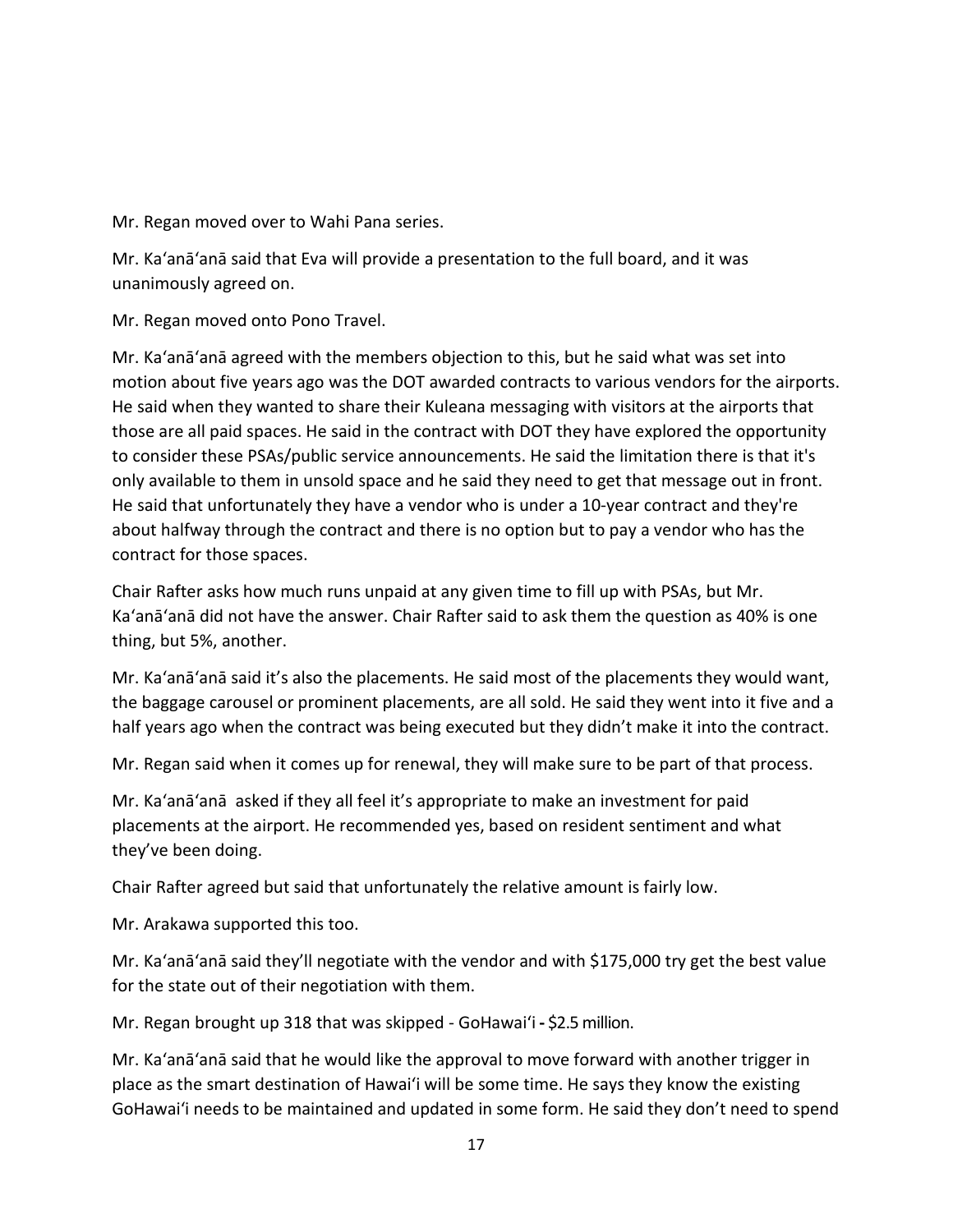Mr. Regan moved over to Wahi Pana series.

Mr. Kaʻanāʻanā said that Eva will provide a presentation to the full board, and it was unanimously agreed on.

Mr. Regan moved onto Pono Travel.

Mr. Kaʻanāʻanā agreed with the members objection to this, but he said what was set into motion about five years ago was the DOT awarded contracts to various vendors for the airports. He said when they wanted to share their Kuleana messaging with visitors at the airports that those are all paid spaces. He said in the contract with DOT they have explored the opportunity to consider these PSAs/public service announcements. He said the limitation there is that it's only available to them in unsold space and he said they need to get that message out in front. He said that unfortunately they have a vendor who is under a 10-year contract and they're about halfway through the contract and there is no option but to pay a vendor who has the contract for those spaces.

Chair Rafter asks how much runs unpaid at any given time to fill up with PSAs, but Mr. Kaʻanāʻanā did not have the answer. Chair Rafter said to ask them the question as 40% is one thing, but 5%, another.

Mr. Kaʻanāʻanā said it's also the placements. He said most of the placements they would want, the baggage carousel or prominent placements, are all sold. He said they went into it five and a half years ago when the contract was being executed but they didn't make it into the contract.

Mr. Regan said when it comes up for renewal, they will make sure to be part of that process.

Mr. Kaʻanāʻanā asked if they all feel it's appropriate to make an investment for paid placements at the airport. He recommended yes, based on resident sentiment and what they've been doing.

Chair Rafter agreed but said that unfortunately the relative amount is fairly low.

Mr. Arakawa supported this too.

Mr. Kaʻanāʻanā said they'll negotiate with the vendor and with $175,000 try get the best value for the state out of their negotiation with them.

Mr. Regan brought up 318 that was skipped - GoHawaiʻi - $2.5 million.

Mr. Kaʻanāʻanā said that he would like the approval to move forward with another trigger in place as the smart destination of Hawaiʻi will be some time. He says they know the existing GoHawaiʻi needs to be maintained and updated in some form. He said they don't need to spend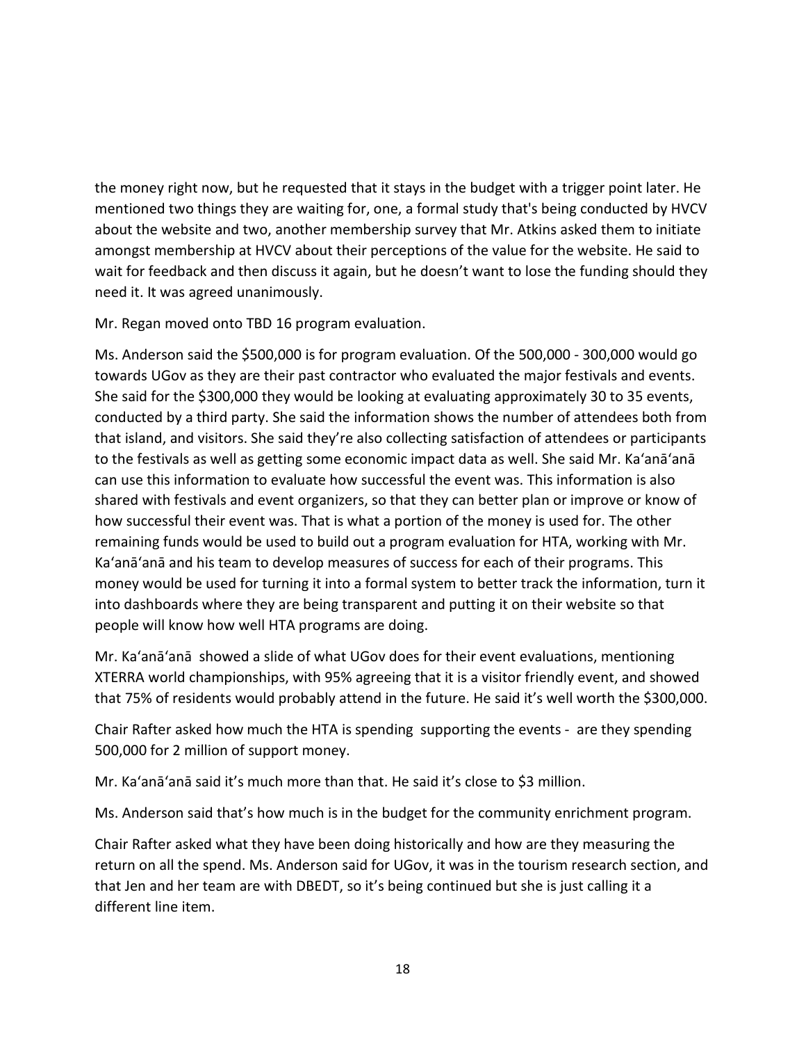the money right now, but he requested that it stays in the budget with a trigger point later. He mentioned two things they are waiting for, one, a formal study that's being conducted by HVCV about the website and two, another membership survey that Mr. Atkins asked them to initiate amongst membership at HVCV about their perceptions of the value for the website. He said to wait for feedback and then discuss it again, but he doesn't want to lose the funding should they need it. It was agreed unanimously.

Mr. Regan moved onto TBD 16 program evaluation.

Ms. Anderson said the $500,000 is for program evaluation. Of the 500,000 - 300,000 would go towards UGov as they are their past contractor who evaluated the major festivals and events. She said for the $300,000 they would be looking at evaluating approximately 30 to 35 events, conducted by a third party. She said the information shows the number of attendees both from that island, and visitors. She said they're also collecting satisfaction of attendees or participants to the festivals as well as getting some economic impact data as well. She said Mr. Ka'anā'anā can use this information to evaluate how successful the event was. This information is also shared with festivals and event organizers, so that they can better plan or improve or know of how successful their event was. That is what a portion of the money is used for. The other remaining funds would be used to build out a program evaluation for HTA, working with Mr. Ka'anā'anā and his team to develop measures of success for each of their programs. This money would be used for turning it into a formal system to better track the information, turn it into dashboards where they are being transparent and putting it on their website so that people will know how well HTA programs are doing.

Mr. Ka'anā'anā showed a slide of what UGov does for their event evaluations, mentioning XTERRA world championships, with 95% agreeing that it is a visitor friendly event, and showed that 75% of residents would probably attend in the future. He said it's well worth the $300,000.

Chair Rafter asked how much the HTA is spending supporting the events - are they spending 500,000 for 2 million of support money.

Mr. Ka'anā'anā said it's much more than that. He said it's close to $3 million.

Ms. Anderson said that's how much is in the budget for the community enrichment program.

Chair Rafter asked what they have been doing historically and how are they measuring the return on all the spend. Ms. Anderson said for UGov, it was in the tourism research section, and that Jen and her team are with DBEDT, so it's being continued but she is just calling it a different line item.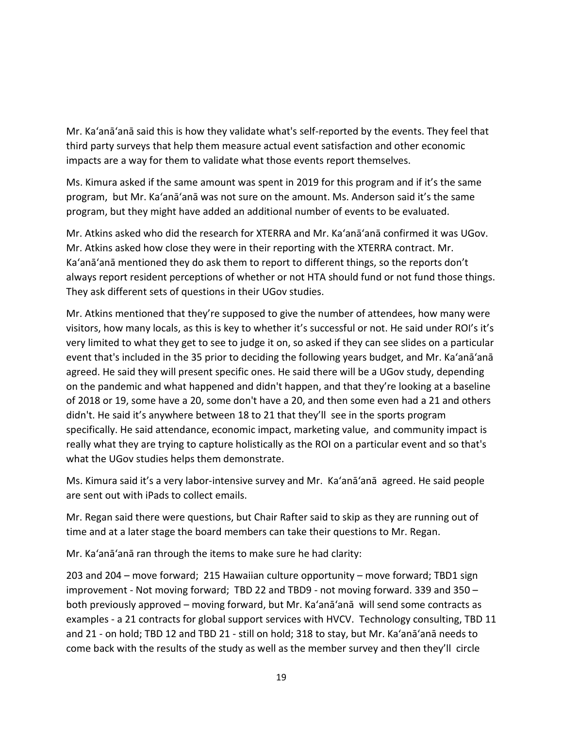Mr. Kaʻanāʻanā said this is how they validate what's self-reported by the events. They feel that third party surveys that help them measure actual event satisfaction and other economic impacts are a way for them to validate what those events report themselves.

Ms. Kimura asked if the same amount was spent in 2019 for this program and if it's the same program, but Mr. Kaʻanāʻanā was not sure on the amount. Ms. Anderson said it's the same program, but they might have added an additional number of events to be evaluated.

Mr. Atkins asked who did the research for XTERRA and Mr. Kaʻanāʻanā confirmed it was UGov. Mr. Atkins asked how close they were in their reporting with the XTERRA contract. Mr. Kaʻanāʻanā mentioned they do ask them to report to different things, so the reports don't always report resident perceptions of whether or not HTA should fund or not fund those things. They ask different sets of questions in their UGov studies.

Mr. Atkins mentioned that they're supposed to give the number of attendees, how many were visitors, how many locals, as this is key to whether it's successful or not. He said under ROI's it's very limited to what they get to see to judge it on, so asked if they can see slides on a particular event that's included in the 35 prior to deciding the following years budget, and Mr. Kaʻanāʻanā agreed. He said they will present specific ones. He said there will be a UGov study, depending on the pandemic and what happened and didn't happen, and that they're looking at a baseline of 2018 or 19, some have a 20, some don't have a 20, and then some even had a 21 and others didn't. He said it's anywhere between 18 to 21 that they'll see in the sports program specifically. He said attendance, economic impact, marketing value, and community impact is really what they are trying to capture holistically as the ROI on a particular event and so that's what the UGov studies helps them demonstrate.

Ms. Kimura said it's a very labor-intensive survey and Mr. Kaʻanāʻanā agreed. He said people are sent out with iPads to collect emails.

Mr. Regan said there were questions, but Chair Rafter said to skip as they are running out of time and at a later stage the board members can take their questions to Mr. Regan.

Mr. Kaʻanāʻanā ran through the items to make sure he had clarity:

203 and 204 – move forward; 215 Hawaiian culture opportunity – move forward; TBD1 sign improvement - Not moving forward; TBD 22 and TBD9 - not moving forward. 339 and 350 – both previously approved – moving forward, but Mr. Kaʻanāʻanā will send some contracts as examples - a 21 contracts for global support services with HVCV. Technology consulting, TBD 11 and 21 - on hold; TBD 12 and TBD 21 - still on hold; 318 to stay, but Mr. Kaʻanāʻanā needs to come back with the results of the study as well as the member survey and then they'll circle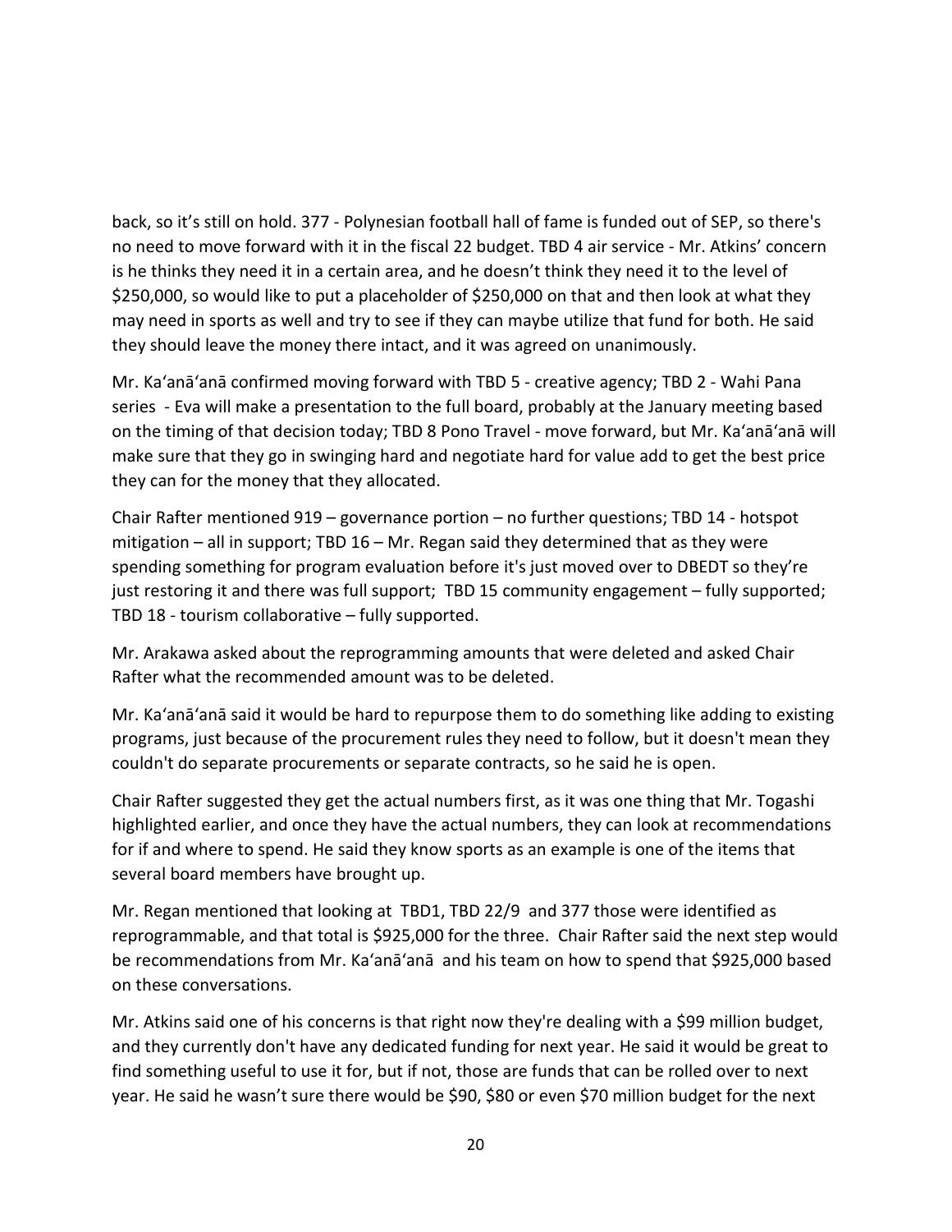back, so it’s still on hold. 377 - Polynesian football hall of fame is funded out of SEP, so there's no need to move forward with it in the fiscal 22 budget. TBD 4 air service - Mr. Atkins’ concern is he thinks they need it in a certain area, and he doesn’t think they need it to the level of $250,000, so would like to put a placeholder of $250,000 on that and then look at what they may need in sports as well and try to see if they can maybe utilize that fund for both. He said they should leave the money there intact, and it was agreed on unanimously.

Mr. Ka‘anā‘anā confirmed moving forward with TBD 5 - creative agency; TBD 2 - Wahi Pana series - Eva will make a presentation to the full board, probably at the January meeting based on the timing of that decision today; TBD 8 Pono Travel - move forward, but Mr. Ka‘anā‘anā will make sure that they go in swinging hard and negotiate hard for value add to get the best price they can for the money that they allocated.

Chair Rafter mentioned 919 – governance portion – no further questions; TBD 14 - hotspot mitigation – all in support; TBD 16 – Mr. Regan said they determined that as they were spending something for program evaluation before it's just moved over to DBEDT so they’re just restoring it and there was full support; TBD 15 community engagement – fully supported; TBD 18 - tourism collaborative – fully supported.

Mr. Arakawa asked about the reprogramming amounts that were deleted and asked Chair Rafter what the recommended amount was to be deleted.

Mr. Ka‘anā‘anā said it would be hard to repurpose them to do something like adding to existing programs, just because of the procurement rules they need to follow, but it doesn't mean they couldn't do separate procurements or separate contracts, so he said he is open.

Chair Rafter suggested they get the actual numbers first, as it was one thing that Mr. Togashi highlighted earlier, and once they have the actual numbers, they can look at recommendations for if and where to spend. He said they know sports as an example is one of the items that several board members have brought up.

Mr. Regan mentioned that looking at TBD1, TBD 22/9 and 377 those were identified as reprogrammable, and that total is $925,000 for the three. Chair Rafter said the next step would be recommendations from Mr. Ka‘anā‘anā and his team on how to spend that $925,000 based on these conversations.

Mr. Atkins said one of his concerns is that right now they're dealing with a $99 million budget, and they currently don't have any dedicated funding for next year. He said it would be great to find something useful to use it for, but if not, those are funds that can be rolled over to next year. He said he wasn’t sure there would be $90, $80 or even $70 million budget for the next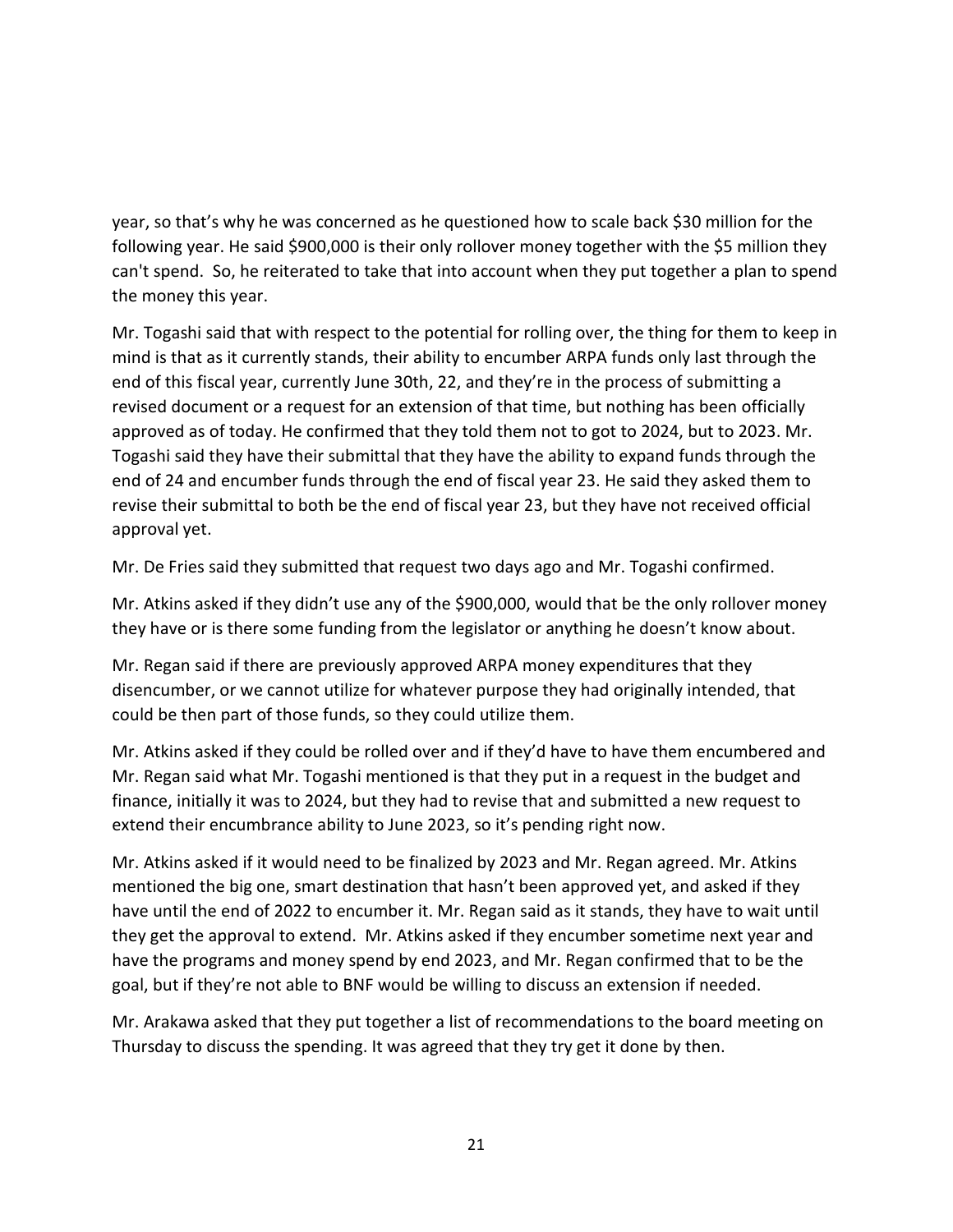year, so that's why he was concerned as he questioned how to scale back $30 million for the following year. He said $900,000 is their only rollover money together with the $5 million they can't spend. So, he reiterated to take that into account when they put together a plan to spend the money this year.

Mr. Togashi said that with respect to the potential for rolling over, the thing for them to keep in mind is that as it currently stands, their ability to encumber ARPA funds only last through the end of this fiscal year, currently June 30th, 22, and they're in the process of submitting a revised document or a request for an extension of that time, but nothing has been officially approved as of today. He confirmed that they told them not to got to 2024, but to 2023. Mr. Togashi said they have their submittal that they have the ability to expand funds through the end of 24 and encumber funds through the end of fiscal year 23. He said they asked them to revise their submittal to both be the end of fiscal year 23, but they have not received official approval yet.

Mr. De Fries said they submitted that request two days ago and Mr. Togashi confirmed.

Mr. Atkins asked if they didn't use any of the $900,000, would that be the only rollover money they have or is there some funding from the legislator or anything he doesn't know about.

Mr. Regan said if there are previously approved ARPA money expenditures that they disencumber, or we cannot utilize for whatever purpose they had originally intended, that could be then part of those funds, so they could utilize them.

Mr. Atkins asked if they could be rolled over and if they'd have to have them encumbered and Mr. Regan said what Mr. Togashi mentioned is that they put in a request in the budget and finance, initially it was to 2024, but they had to revise that and submitted a new request to extend their encumbrance ability to June 2023, so it's pending right now.

Mr. Atkins asked if it would need to be finalized by 2023 and Mr. Regan agreed. Mr. Atkins mentioned the big one, smart destination that hasn't been approved yet, and asked if they have until the end of 2022 to encumber it. Mr. Regan said as it stands, they have to wait until they get the approval to extend. Mr. Atkins asked if they encumber sometime next year and have the programs and money spend by end 2023, and Mr. Regan confirmed that to be the goal, but if they're not able to BNF would be willing to discuss an extension if needed.

Mr. Arakawa asked that they put together a list of recommendations to the board meeting on Thursday to discuss the spending. It was agreed that they try get it done by then.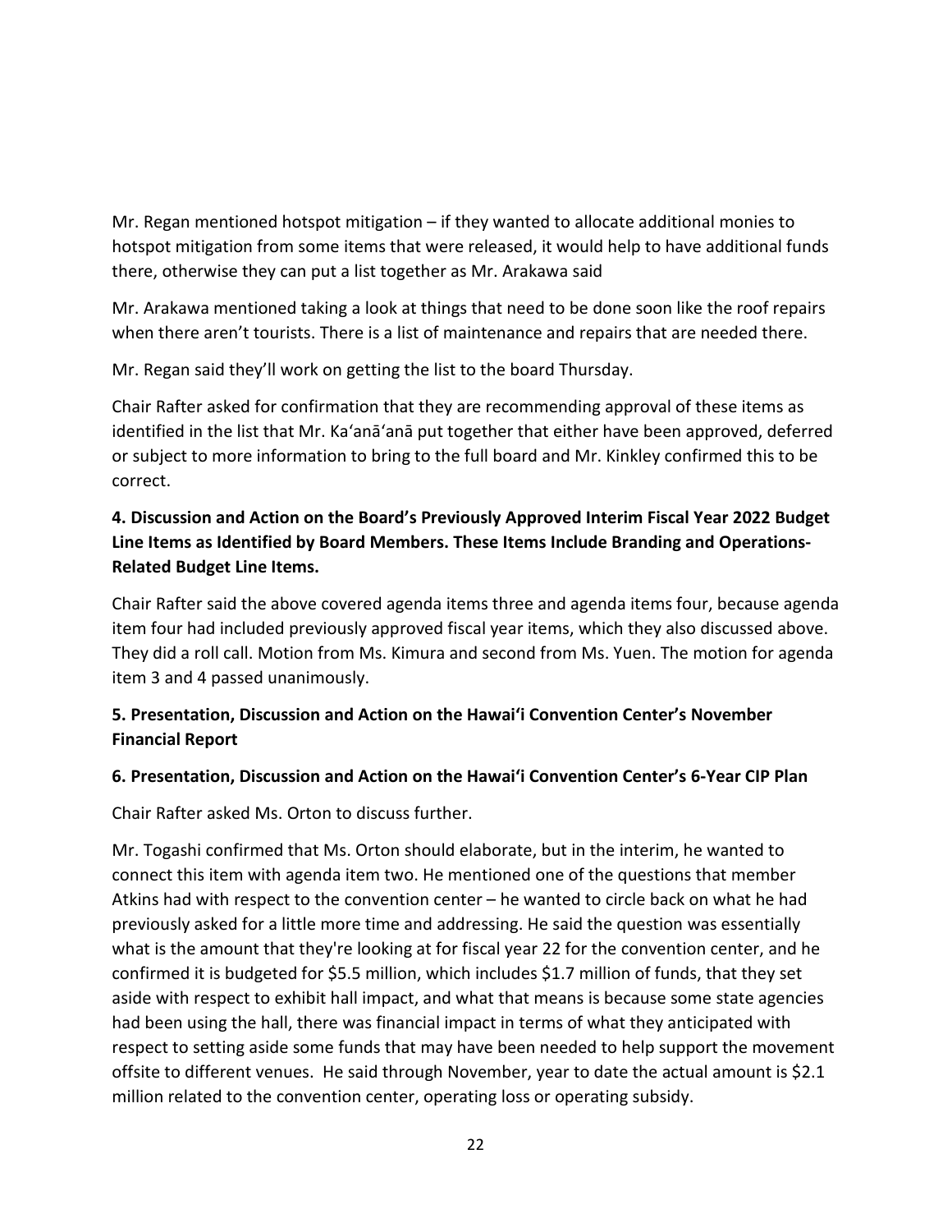Mr. Regan mentioned hotspot mitigation – if they wanted to allocate additional monies to hotspot mitigation from some items that were released, it would help to have additional funds there, otherwise they can put a list together as Mr. Arakawa said

Mr. Arakawa mentioned taking a look at things that need to be done soon like the roof repairs when there aren't tourists. There is a list of maintenance and repairs that are needed there.

Mr. Regan said they'll work on getting the list to the board Thursday.

Chair Rafter asked for confirmation that they are recommending approval of these items as identified in the list that Mr. Ka'anā'anā put together that either have been approved, deferred or subject to more information to bring to the full board and Mr. Kinkley confirmed this to be correct.

**4. Discussion and Action on the Board's Previously Approved Interim Fiscal Year 2022 Budget Line Items as Identified by Board Members. These Items Include Branding and Operations-Related Budget Line Items.**

Chair Rafter said the above covered agenda items three and agenda items four, because agenda item four had included previously approved fiscal year items, which they also discussed above. They did a roll call. Motion from Ms. Kimura and second from Ms. Yuen. The motion for agenda item 3 and 4 passed unanimously.

**5. Presentation, Discussion and Action on the Hawai'i Convention Center's November Financial Report**

**6. Presentation, Discussion and Action on the Hawai'i Convention Center's 6-Year CIP Plan**

Chair Rafter asked Ms. Orton to discuss further.

Mr. Togashi confirmed that Ms. Orton should elaborate, but in the interim, he wanted to connect this item with agenda item two. He mentioned one of the questions that member Atkins had with respect to the convention center – he wanted to circle back on what he had previously asked for a little more time and addressing. He said the question was essentially what is the amount that they're looking at for fiscal year 22 for the convention center, and he confirmed it is budgeted for \$5.5 million, which includes \$1.7 million of funds, that they set aside with respect to exhibit hall impact, and what that means is because some state agencies had been using the hall, there was financial impact in terms of what they anticipated with respect to setting aside some funds that may have been needed to help support the movement offsite to different venues. He said through November, year to date the actual amount is \$2.1 million related to the convention center, operating loss or operating subsidy.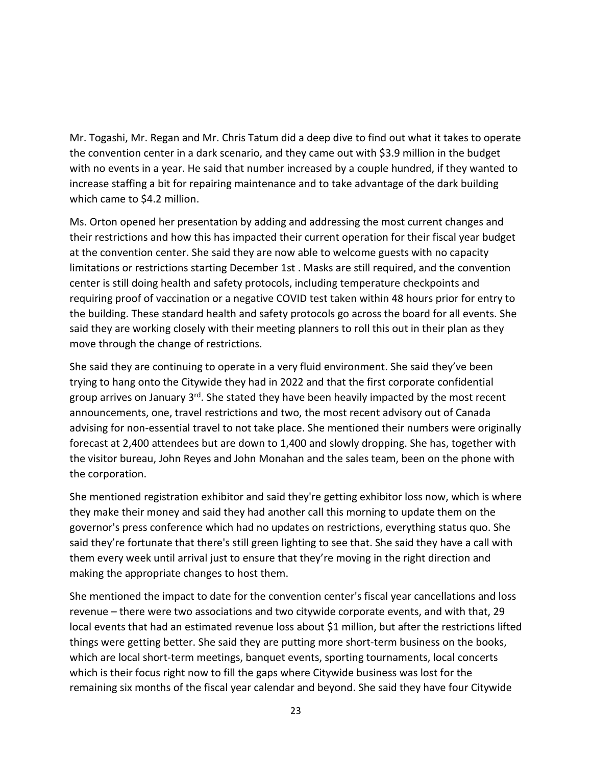Mr. Togashi, Mr. Regan and Mr. Chris Tatum did a deep dive to find out what it takes to operate the convention center in a dark scenario, and they came out with $3.9 million in the budget with no events in a year. He said that number increased by a couple hundred, if they wanted to increase staffing a bit for repairing maintenance and to take advantage of the dark building which came to $4.2 million.

Ms. Orton opened her presentation by adding and addressing the most current changes and their restrictions and how this has impacted their current operation for their fiscal year budget at the convention center. She said they are now able to welcome guests with no capacity limitations or restrictions starting December 1st . Masks are still required, and the convention center is still doing health and safety protocols, including temperature checkpoints and requiring proof of vaccination or a negative COVID test taken within 48 hours prior for entry to the building. These standard health and safety protocols go across the board for all events. She said they are working closely with their meeting planners to roll this out in their plan as they move through the change of restrictions.

She said they are continuing to operate in a very fluid environment. She said they've been trying to hang onto the Citywide they had in 2022 and that the first corporate confidential group arrives on January 3rd. She stated they have been heavily impacted by the most recent announcements, one, travel restrictions and two, the most recent advisory out of Canada advising for non-essential travel to not take place. She mentioned their numbers were originally forecast at 2,400 attendees but are down to 1,400 and slowly dropping. She has, together with the visitor bureau, John Reyes and John Monahan and the sales team, been on the phone with the corporation.

She mentioned registration exhibitor and said they're getting exhibitor loss now, which is where they make their money and said they had another call this morning to update them on the governor's press conference which had no updates on restrictions, everything status quo. She said they're fortunate that there's still green lighting to see that. She said they have a call with them every week until arrival just to ensure that they're moving in the right direction and making the appropriate changes to host them.

She mentioned the impact to date for the convention center's fiscal year cancellations and loss revenue – there were two associations and two citywide corporate events, and with that, 29 local events that had an estimated revenue loss about $1 million, but after the restrictions lifted things were getting better. She said they are putting more short-term business on the books, which are local short-term meetings, banquet events, sporting tournaments, local concerts which is their focus right now to fill the gaps where Citywide business was lost for the remaining six months of the fiscal year calendar and beyond. She said they have four Citywide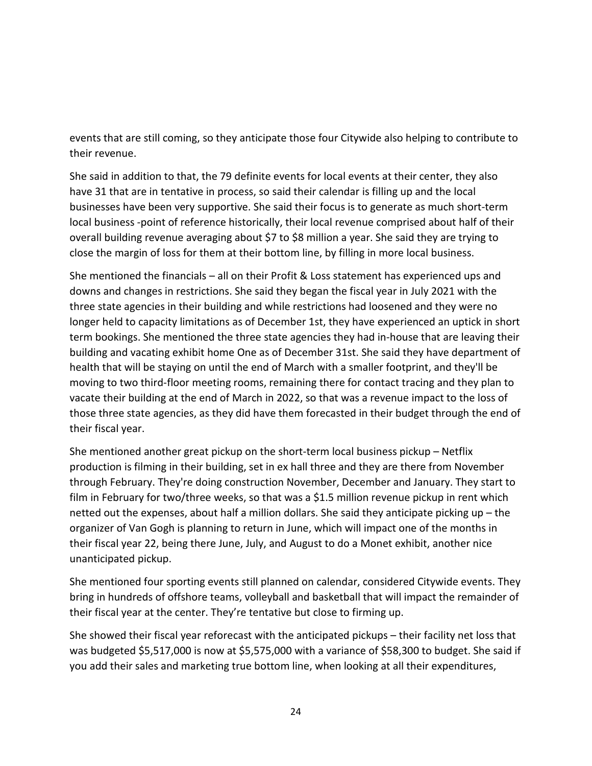events that are still coming, so they anticipate those four Citywide also helping to contribute to their revenue.

She said in addition to that, the 79 definite events for local events at their center, they also have 31 that are in tentative in process, so said their calendar is filling up and the local businesses have been very supportive. She said their focus is to generate as much short-term local business -point of reference historically, their local revenue comprised about half of their overall building revenue averaging about $7 to $8 million a year. She said they are trying to close the margin of loss for them at their bottom line, by filling in more local business.

She mentioned the financials – all on their Profit & Loss statement has experienced ups and downs and changes in restrictions. She said they began the fiscal year in July 2021 with the three state agencies in their building and while restrictions had loosened and they were no longer held to capacity limitations as of December 1st, they have experienced an uptick in short term bookings. She mentioned the three state agencies they had in-house that are leaving their building and vacating exhibit home One as of December 31st. She said they have department of health that will be staying on until the end of March with a smaller footprint, and they'll be moving to two third-floor meeting rooms, remaining there for contact tracing and they plan to vacate their building at the end of March in 2022, so that was a revenue impact to the loss of those three state agencies, as they did have them forecasted in their budget through the end of their fiscal year.

She mentioned another great pickup on the short-term local business pickup – Netflix production is filming in their building, set in ex hall three and they are there from November through February. They're doing construction November, December and January. They start to film in February for two/three weeks, so that was a $1.5 million revenue pickup in rent which netted out the expenses, about half a million dollars. She said they anticipate picking up – the organizer of Van Gogh is planning to return in June, which will impact one of the months in their fiscal year 22, being there June, July, and August to do a Monet exhibit, another nice unanticipated pickup.

She mentioned four sporting events still planned on calendar, considered Citywide events. They bring in hundreds of offshore teams, volleyball and basketball that will impact the remainder of their fiscal year at the center. They're tentative but close to firming up.

She showed their fiscal year reforecast with the anticipated pickups – their facility net loss that was budgeted $5,517,000 is now at $5,575,000 with a variance of $58,300 to budget. She said if you add their sales and marketing true bottom line, when looking at all their expenditures,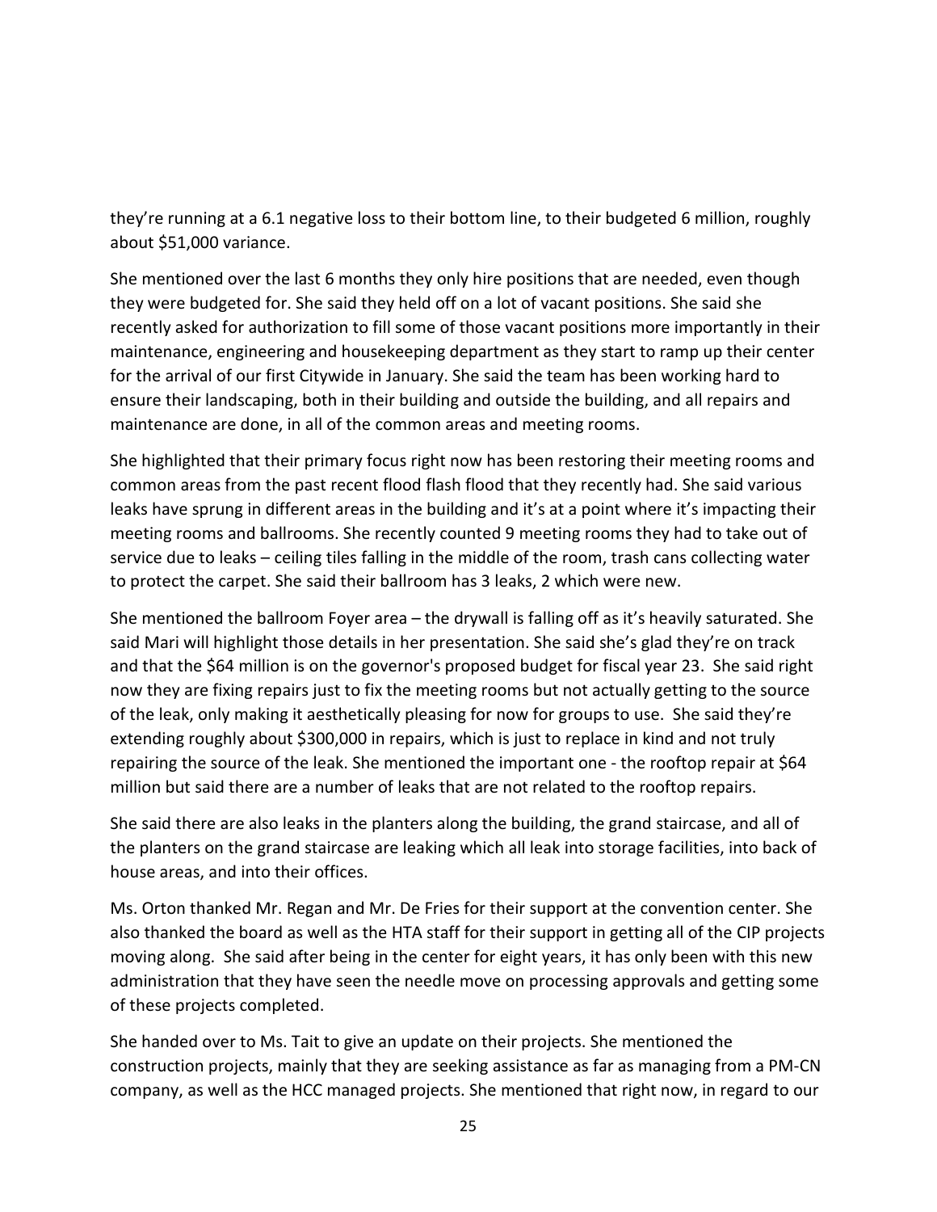they're running at a 6.1 negative loss to their bottom line, to their budgeted 6 million, roughly about $51,000 variance.

She mentioned over the last 6 months they only hire positions that are needed, even though they were budgeted for. She said they held off on a lot of vacant positions. She said she recently asked for authorization to fill some of those vacant positions more importantly in their maintenance, engineering and housekeeping department as they start to ramp up their center for the arrival of our first Citywide in January. She said the team has been working hard to ensure their landscaping, both in their building and outside the building, and all repairs and maintenance are done, in all of the common areas and meeting rooms.

She highlighted that their primary focus right now has been restoring their meeting rooms and common areas from the past recent flood flash flood that they recently had. She said various leaks have sprung in different areas in the building and it's at a point where it's impacting their meeting rooms and ballrooms. She recently counted 9 meeting rooms they had to take out of service due to leaks – ceiling tiles falling in the middle of the room, trash cans collecting water to protect the carpet. She said their ballroom has 3 leaks, 2 which were new.

She mentioned the ballroom Foyer area – the drywall is falling off as it's heavily saturated. She said Mari will highlight those details in her presentation. She said she's glad they're on track and that the $64 million is on the governor's proposed budget for fiscal year 23. She said right now they are fixing repairs just to fix the meeting rooms but not actually getting to the source of the leak, only making it aesthetically pleasing for now for groups to use. She said they're extending roughly about $300,000 in repairs, which is just to replace in kind and not truly repairing the source of the leak. She mentioned the important one - the rooftop repair at $64 million but said there are a number of leaks that are not related to the rooftop repairs.

She said there are also leaks in the planters along the building, the grand staircase, and all of the planters on the grand staircase are leaking which all leak into storage facilities, into back of house areas, and into their offices.

Ms. Orton thanked Mr. Regan and Mr. De Fries for their support at the convention center. She also thanked the board as well as the HTA staff for their support in getting all of the CIP projects moving along. She said after being in the center for eight years, it has only been with this new administration that they have seen the needle move on processing approvals and getting some of these projects completed.

She handed over to Ms. Tait to give an update on their projects. She mentioned the construction projects, mainly that they are seeking assistance as far as managing from a PM-CN company, as well as the HCC managed projects. She mentioned that right now, in regard to our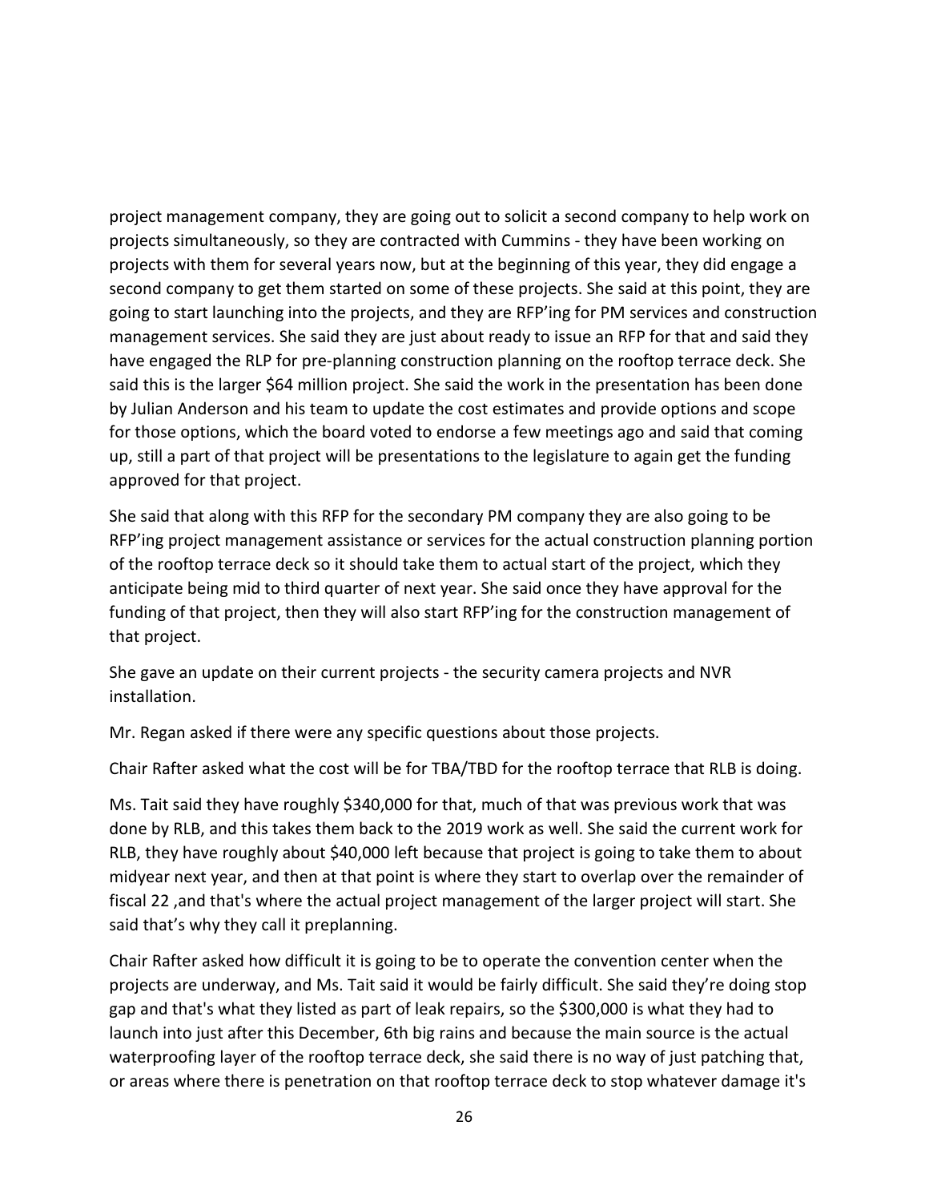project management company, they are going out to solicit a second company to help work on projects simultaneously, so they are contracted with Cummins - they have been working on projects with them for several years now, but at the beginning of this year, they did engage a second company to get them started on some of these projects. She said at this point, they are going to start launching into the projects, and they are RFP'ing for PM services and construction management services. She said they are just about ready to issue an RFP for that and said they have engaged the RLP for pre-planning construction planning on the rooftop terrace deck. She said this is the larger $64 million project. She said the work in the presentation has been done by Julian Anderson and his team to update the cost estimates and provide options and scope for those options, which the board voted to endorse a few meetings ago and said that coming up, still a part of that project will be presentations to the legislature to again get the funding approved for that project.

She said that along with this RFP for the secondary PM company they are also going to be RFP'ing project management assistance or services for the actual construction planning portion of the rooftop terrace deck so it should take them to actual start of the project, which they anticipate being mid to third quarter of next year. She said once they have approval for the funding of that project, then they will also start RFP'ing for the construction management of that project.

She gave an update on their current projects - the security camera projects and NVR installation.

Mr. Regan asked if there were any specific questions about those projects.

Chair Rafter asked what the cost will be for TBA/TBD for the rooftop terrace that RLB is doing.

Ms. Tait said they have roughly $340,000 for that, much of that was previous work that was done by RLB, and this takes them back to the 2019 work as well. She said the current work for RLB, they have roughly about $40,000 left because that project is going to take them to about midyear next year, and then at that point is where they start to overlap over the remainder of fiscal 22 ,and that's where the actual project management of the larger project will start. She said that's why they call it preplanning.

Chair Rafter asked how difficult it is going to be to operate the convention center when the projects are underway, and Ms. Tait said it would be fairly difficult. She said they're doing stop gap and that's what they listed as part of leak repairs, so the $300,000 is what they had to launch into just after this December, 6th big rains and because the main source is the actual waterproofing layer of the rooftop terrace deck, she said there is no way of just patching that, or areas where there is penetration on that rooftop terrace deck to stop whatever damage it's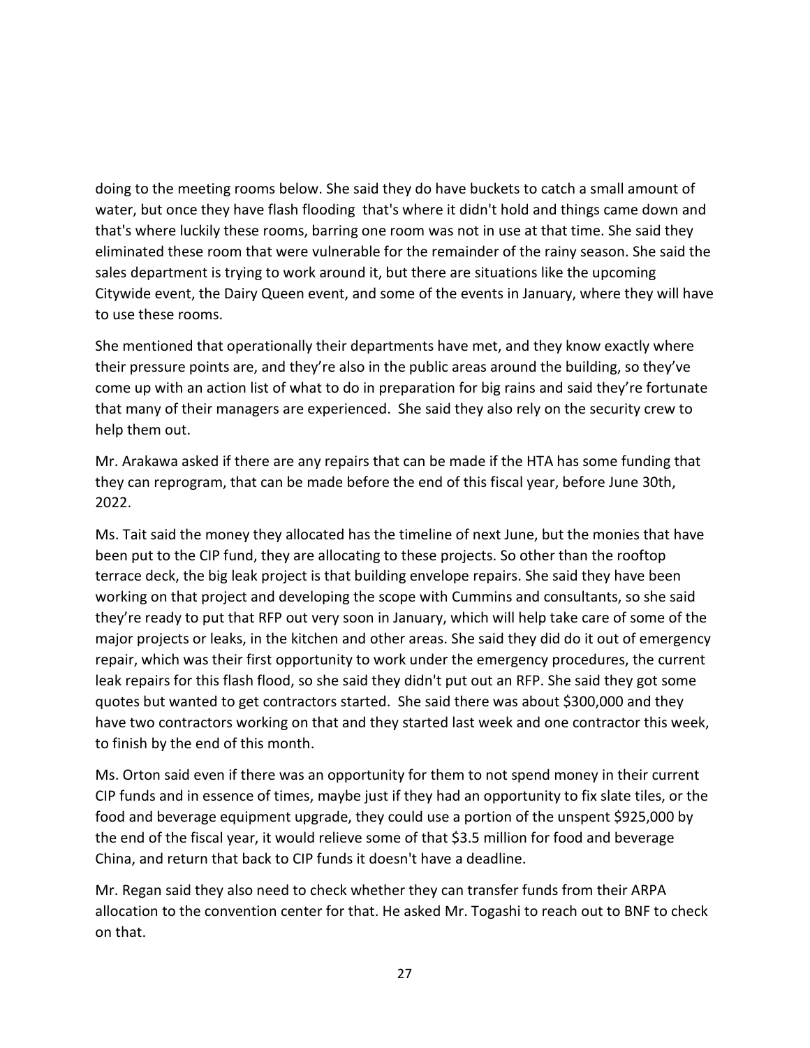doing to the meeting rooms below. She said they do have buckets to catch a small amount of water, but once they have flash flooding that's where it didn't hold and things came down and that's where luckily these rooms, barring one room was not in use at that time. She said they eliminated these room that were vulnerable for the remainder of the rainy season. She said the sales department is trying to work around it, but there are situations like the upcoming Citywide event, the Dairy Queen event, and some of the events in January, where they will have to use these rooms.

She mentioned that operationally their departments have met, and they know exactly where their pressure points are, and they're also in the public areas around the building, so they've come up with an action list of what to do in preparation for big rains and said they're fortunate that many of their managers are experienced. She said they also rely on the security crew to help them out.

Mr. Arakawa asked if there are any repairs that can be made if the HTA has some funding that they can reprogram, that can be made before the end of this fiscal year, before June 30th, 2022.

Ms. Tait said the money they allocated has the timeline of next June, but the monies that have been put to the CIP fund, they are allocating to these projects. So other than the rooftop terrace deck, the big leak project is that building envelope repairs. She said they have been working on that project and developing the scope with Cummins and consultants, so she said they're ready to put that RFP out very soon in January, which will help take care of some of the major projects or leaks, in the kitchen and other areas. She said they did do it out of emergency repair, which was their first opportunity to work under the emergency procedures, the current leak repairs for this flash flood, so she said they didn't put out an RFP. She said they got some quotes but wanted to get contractors started. She said there was about $300,000 and they have two contractors working on that and they started last week and one contractor this week, to finish by the end of this month.

Ms. Orton said even if there was an opportunity for them to not spend money in their current CIP funds and in essence of times, maybe just if they had an opportunity to fix slate tiles, or the food and beverage equipment upgrade, they could use a portion of the unspent $925,000 by the end of the fiscal year, it would relieve some of that $3.5 million for food and beverage China, and return that back to CIP funds it doesn't have a deadline.

Mr. Regan said they also need to check whether they can transfer funds from their ARPA allocation to the convention center for that. He asked Mr. Togashi to reach out to BNF to check on that.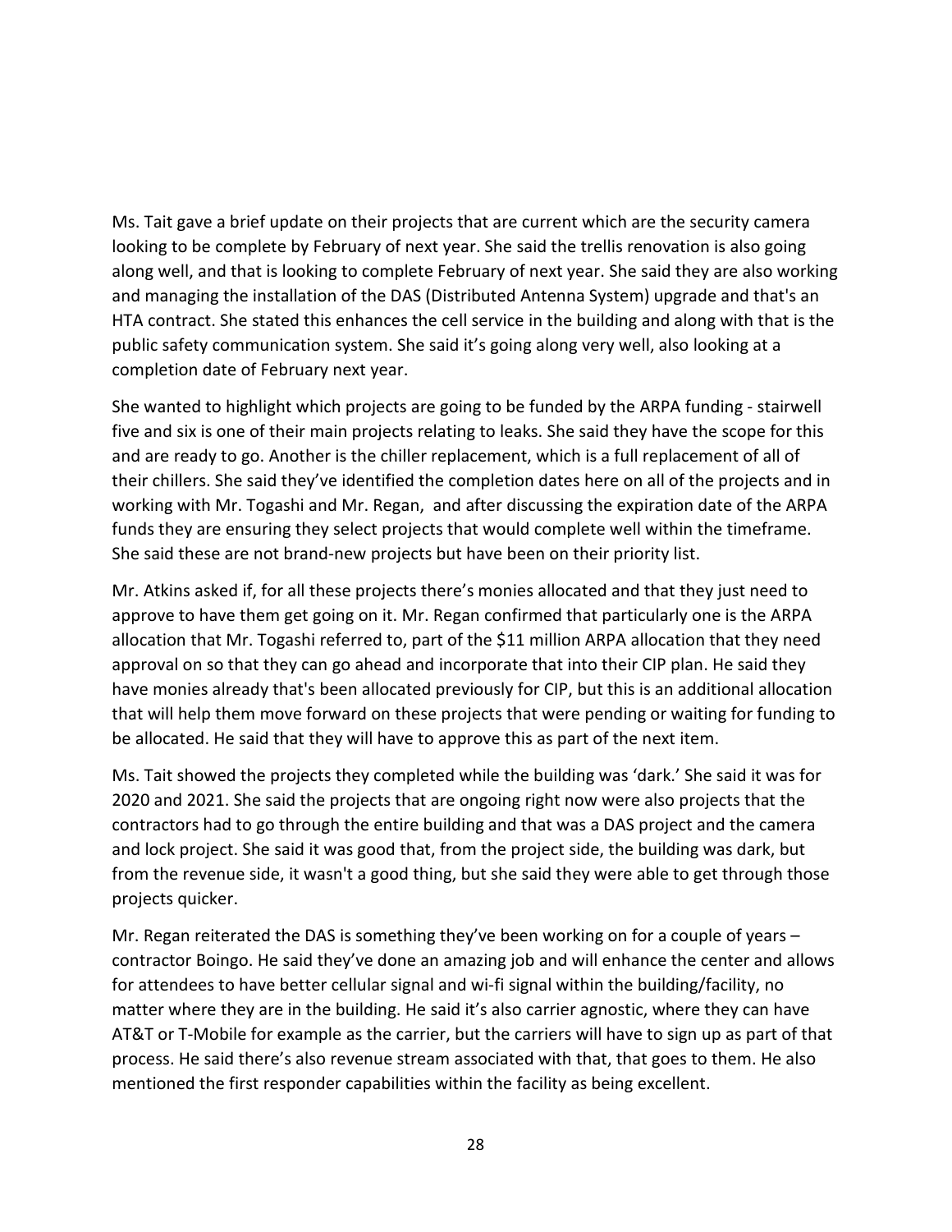Ms. Tait gave a brief update on their projects that are current which are the security camera looking to be complete by February of next year. She said the trellis renovation is also going along well, and that is looking to complete February of next year. She said they are also working and managing the installation of the DAS (Distributed Antenna System) upgrade and that's an HTA contract. She stated this enhances the cell service in the building and along with that is the public safety communication system. She said it's going along very well, also looking at a completion date of February next year.

She wanted to highlight which projects are going to be funded by the ARPA funding - stairwell five and six is one of their main projects relating to leaks. She said they have the scope for this and are ready to go. Another is the chiller replacement, which is a full replacement of all of their chillers. She said they've identified the completion dates here on all of the projects and in working with Mr. Togashi and Mr. Regan, and after discussing the expiration date of the ARPA funds they are ensuring they select projects that would complete well within the timeframe. She said these are not brand-new projects but have been on their priority list.

Mr. Atkins asked if, for all these projects there's monies allocated and that they just need to approve to have them get going on it. Mr. Regan confirmed that particularly one is the ARPA allocation that Mr. Togashi referred to, part of the $11 million ARPA allocation that they need approval on so that they can go ahead and incorporate that into their CIP plan. He said they have monies already that's been allocated previously for CIP, but this is an additional allocation that will help them move forward on these projects that were pending or waiting for funding to be allocated. He said that they will have to approve this as part of the next item.

Ms. Tait showed the projects they completed while the building was 'dark.' She said it was for 2020 and 2021. She said the projects that are ongoing right now were also projects that the contractors had to go through the entire building and that was a DAS project and the camera and lock project. She said it was good that, from the project side, the building was dark, but from the revenue side, it wasn't a good thing, but she said they were able to get through those projects quicker.

Mr. Regan reiterated the DAS is something they've been working on for a couple of years – contractor Boingo. He said they've done an amazing job and will enhance the center and allows for attendees to have better cellular signal and wi-fi signal within the building/facility, no matter where they are in the building. He said it's also carrier agnostic, where they can have AT&T or T-Mobile for example as the carrier, but the carriers will have to sign up as part of that process. He said there's also revenue stream associated with that, that goes to them. He also mentioned the first responder capabilities within the facility as being excellent.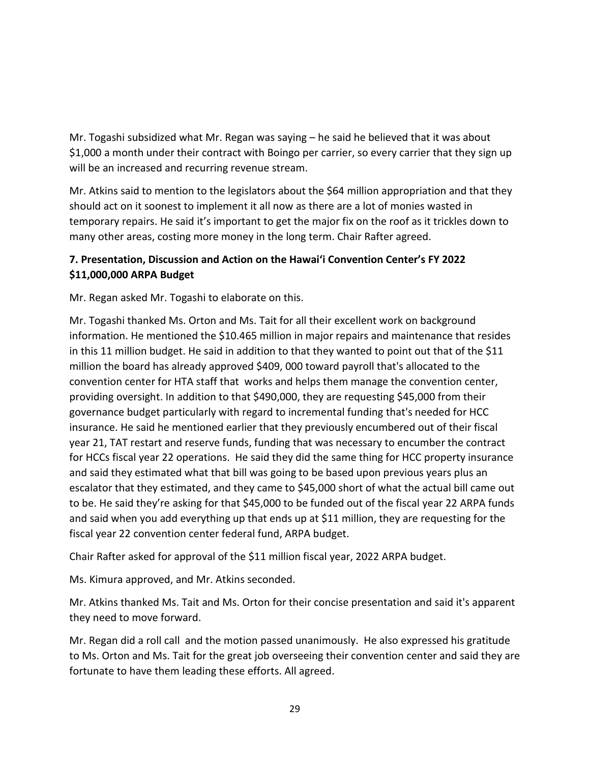Mr. Togashi subsidized what Mr. Regan was saying – he said he believed that it was about $1,000 a month under their contract with Boingo per carrier, so every carrier that they sign up will be an increased and recurring revenue stream.

Mr. Atkins said to mention to the legislators about the $64 million appropriation and that they should act on it soonest to implement it all now as there are a lot of monies wasted in temporary repairs. He said it's important to get the major fix on the roof as it trickles down to many other areas, costing more money in the long term. Chair Rafter agreed.

**7. Presentation, Discussion and Action on the Hawai'i Convention Center's FY 2022 $11,000,000 ARPA Budget**

Mr. Regan asked Mr. Togashi to elaborate on this.

Mr. Togashi thanked Ms. Orton and Ms. Tait for all their excellent work on background information. He mentioned the $10.465 million in major repairs and maintenance that resides in this 11 million budget. He said in addition to that they wanted to point out that of the $11 million the board has already approved $409, 000 toward payroll that's allocated to the convention center for HTA staff that works and helps them manage the convention center, providing oversight. In addition to that $490,000, they are requesting $45,000 from their governance budget particularly with regard to incremental funding that's needed for HCC insurance. He said he mentioned earlier that they previously encumbered out of their fiscal year 21, TAT restart and reserve funds, funding that was necessary to encumber the contract for HCCs fiscal year 22 operations. He said they did the same thing for HCC property insurance and said they estimated what that bill was going to be based upon previous years plus an escalator that they estimated, and they came to $45,000 short of what the actual bill came out to be. He said they're asking for that $45,000 to be funded out of the fiscal year 22 ARPA funds and said when you add everything up that ends up at $11 million, they are requesting for the fiscal year 22 convention center federal fund, ARPA budget.

Chair Rafter asked for approval of the $11 million fiscal year, 2022 ARPA budget.

Ms. Kimura approved, and Mr. Atkins seconded.

Mr. Atkins thanked Ms. Tait and Ms. Orton for their concise presentation and said it's apparent they need to move forward.

Mr. Regan did a roll call and the motion passed unanimously. He also expressed his gratitude to Ms. Orton and Ms. Tait for the great job overseeing their convention center and said they are fortunate to have them leading these efforts. All agreed.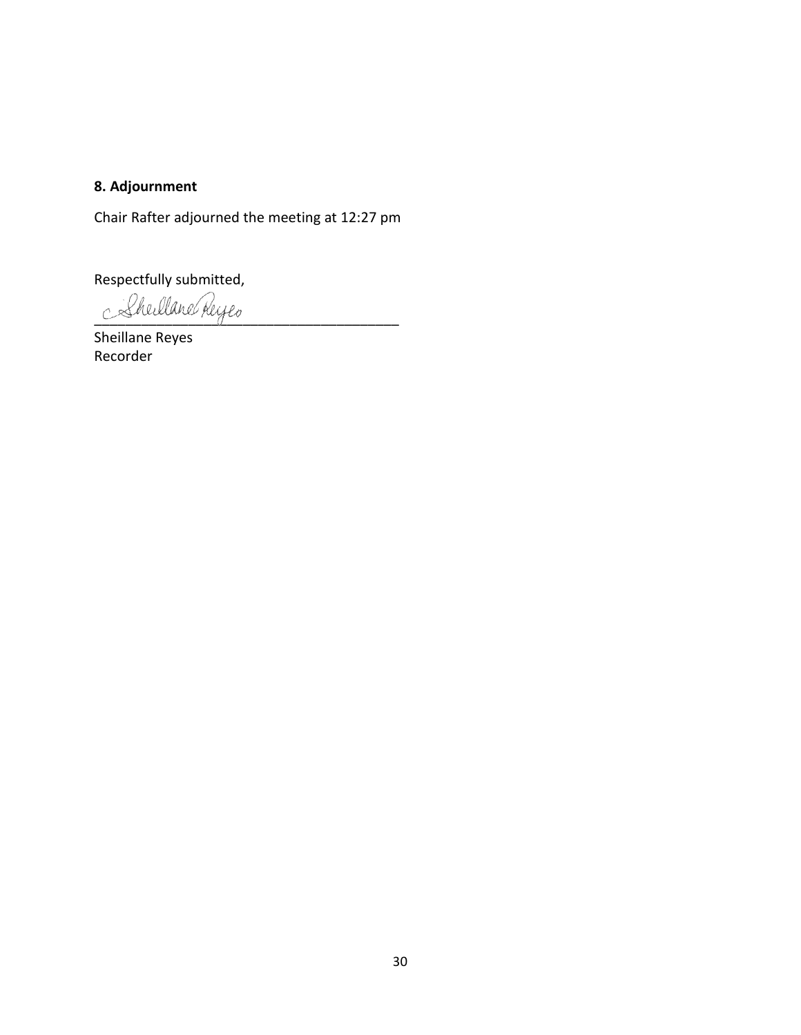**8. Adjournment**

Chair Rafter adjourned the meeting at 12:27 pm

Respectfully submitted,

Sheillane Reyes
_______________________________________

Sheillane Reyes
Recorder